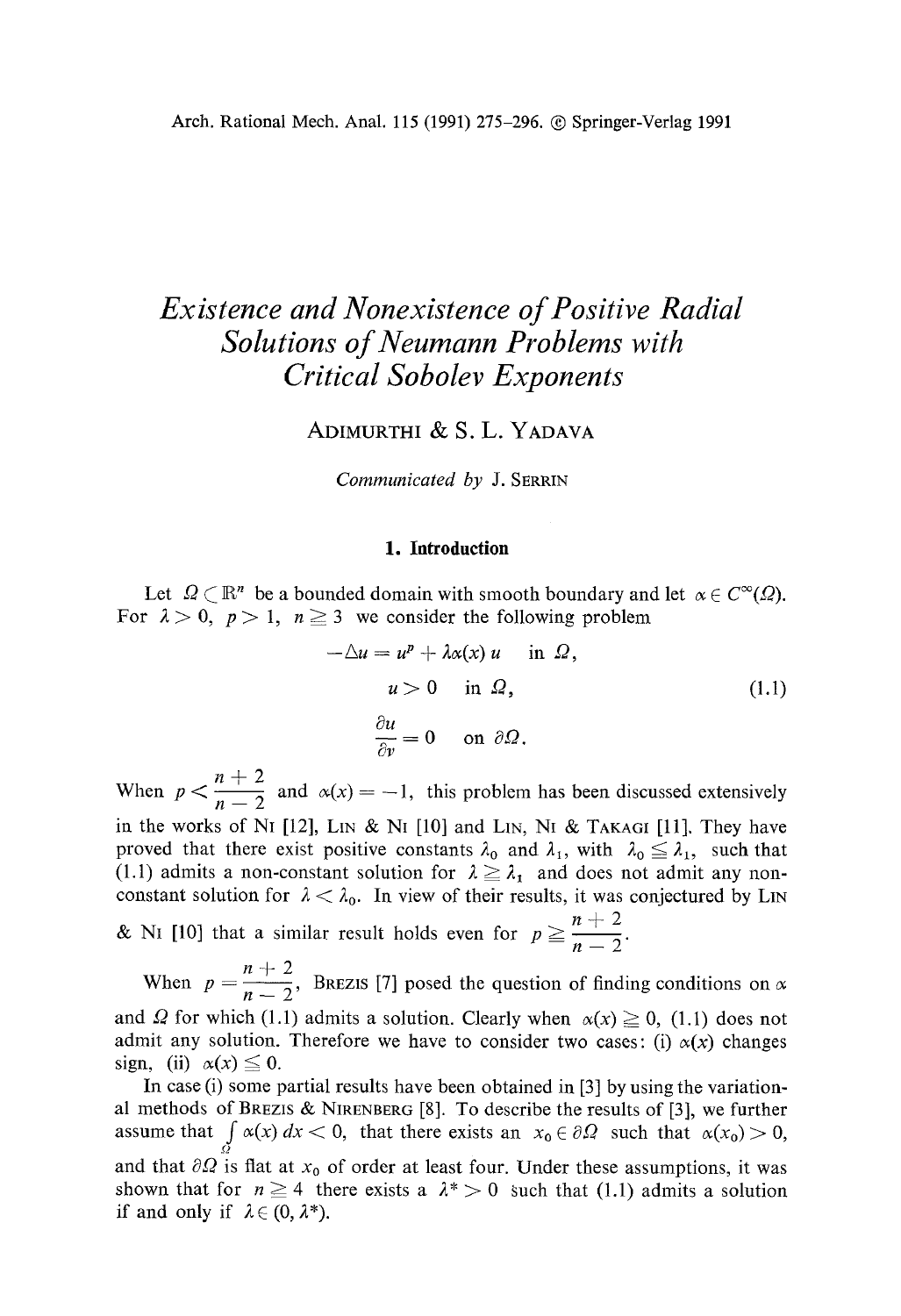# *Existence and Nonexistence of Positive Radial Solutions of Neumann Problems with Critical Sobolev Exponents*

ADIMURTHI & S. L. YADAVA

*Communicated by* J. SERRIN

## 1. Introduction

Let $\Omega \subset \mathbb{R}^n$ be a bounded domain with smooth boundary and let $\alpha \in C^\infty(\Omega)$. For $\lambda > 0$, $p > 1$, $n \geqq 3$ we consider the following problem

$$
\begin{aligned}
-\Delta u &= u^p + \lambda \alpha(x)\, u \quad \text{in } \Omega, \\
u &> 0 \quad \text{in } \Omega, \\
\frac{\partial u}{\partial \nu} &= 0 \quad \text{on } \partial\Omega.
\end{aligned}
\tag{1.1}
$$

When $p < \dfrac{n+2}{n-2}$ and $\alpha(x) = -1$, this problem has been discussed extensively in the works of NI [12], LIN & NI [10] and LIN, NI & TAKAGI [11]. They have proved that there exist positive constants $\lambda_0$ and $\lambda_1$, with $\lambda_0 \leqq \lambda_1$, such that (1.1) admits a non-constant solution for $\lambda \geqq \lambda_1$ and does not admit any non-constant solution for $\lambda < \lambda_0$. In view of their results, it was conjectured by LIN & NI [10] that a similar result holds even for $p \geqq \dfrac{n+2}{n-2}$.

When $p = \dfrac{n+2}{n-2}$, BREZIS [7] posed the question of finding conditions on $\alpha$ and $\Omega$ for which (1.1) admits a solution. Clearly when $\alpha(x) \geqq 0$, (1.1) does not admit any solution. Therefore we have to consider two cases: (i) $\alpha(x)$ changes sign, (ii) $\alpha(x) \leqq 0$.

In case (i) some partial results have been obtained in [3] by using the variational methods of BREZIS & NIRENBERG [8]. To describe the results of [3], we further assume that $\int_\Omega \alpha(x)\, dx < 0$, that there exists an $x_0 \in \partial\Omega$ such that $\alpha(x_0) > 0$, and that $\partial\Omega$ is flat at $x_0$ of order at least four. Under these assumptions, it was shown that for $n \geqq 4$ there exists a $\lambda^* > 0$ such that (1.1) admits a solution if and only if $\lambda \in (0, \lambda^*)$.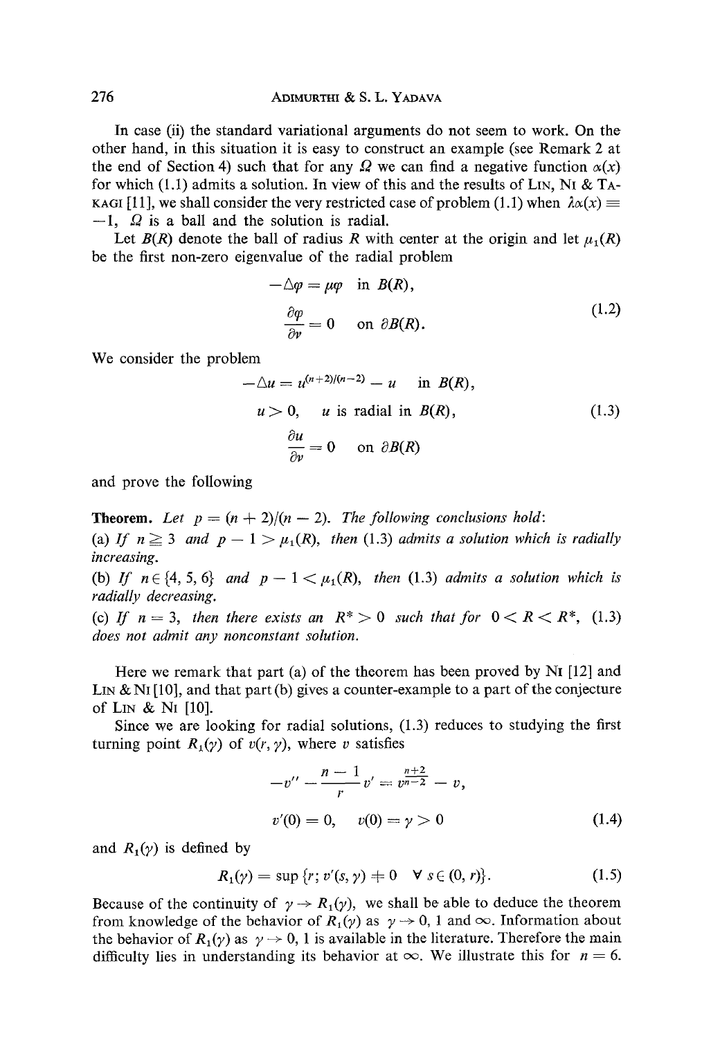In case (ii) the standard variational arguments do not seem to work. On the other hand, in this situation it is easy to construct an example (see Remark 2 at the end of Section 4) such that for any $\Omega$ we can find a negative function $\alpha(x)$ for which (1.1) admits a solution. In view of this and the results of LIN, NI & TAKAGI [11], we shall consider the very restricted case of problem (1.1) when $\lambda\alpha(x) \equiv -1$, $\Omega$ is a ball and the solution is radial.

Let $B(R)$ denote the ball of radius $R$ with center at the origin and let $\mu_1(R)$ be the first non-zero eigenvalue of the radial problem

$$
\begin{aligned}
-\Delta\varphi &= \mu\varphi \quad \text{in } B(R), \\
\frac{\partial\varphi}{\partial\nu} &= 0 \quad \text{on } \partial B(R).
\end{aligned}
\tag{1.2}
$$

We consider the problem

$$
\begin{aligned}
-\Delta u &= u^{(n+2)/(n-2)} - u \quad \text{in } B(R), \\
u > 0, &\quad u \text{ is radial in } B(R), \\
\frac{\partial u}{\partial\nu} &= 0 \quad \text{on } \partial B(R)
\end{aligned}
\tag{1.3}
$$

and prove the following

**Theorem.** *Let $p = (n+2)/(n-2)$. The following conclusions hold:*

*(a) If $n \geqq 3$ and $p - 1 > \mu_1(R)$, then (1.3) admits a solution which is radially increasing.*

*(b) If $n \in \{4, 5, 6\}$ and $p - 1 < \mu_1(R)$, then (1.3) admits a solution which is radially decreasing.*

*(c) If $n = 3$, then there exists an $R^* > 0$ such that for $0 < R < R^*$, (1.3) does not admit any nonconstant solution.*

Here we remark that part (a) of the theorem has been proved by NI [12] and LIN & NI [10], and that part (b) gives a counter-example to a part of the conjecture of LIN & NI [10].

Since we are looking for radial solutions, (1.3) reduces to studying the first turning point $R_1(\gamma)$ of $v(r, \gamma)$, where $v$ satisfies

$$
\begin{aligned}
-v'' - \frac{n-1}{r}v' &= v^{\frac{n+2}{n-2}} - v, \\
v'(0) = 0, &\quad v(0) = \gamma > 0
\end{aligned}
\tag{1.4}
$$

and $R_1(\gamma)$ is defined by

$$
R_1(\gamma) = \sup\{r;\, v'(s, \gamma) \neq 0 \quad \forall\, s \in (0, r)\}.
\tag{1.5}
$$

Because of the continuity of $\gamma \to R_1(\gamma)$, we shall be able to deduce the theorem from knowledge of the behavior of $R_1(\gamma)$ as $\gamma \to 0$, 1 and $\infty$. Information about the behavior of $R_1(\gamma)$ as $\gamma \to 0$, 1 is available in the literature. Therefore the main difficulty lies in understanding its behavior at $\infty$. We illustrate this for $n = 6$.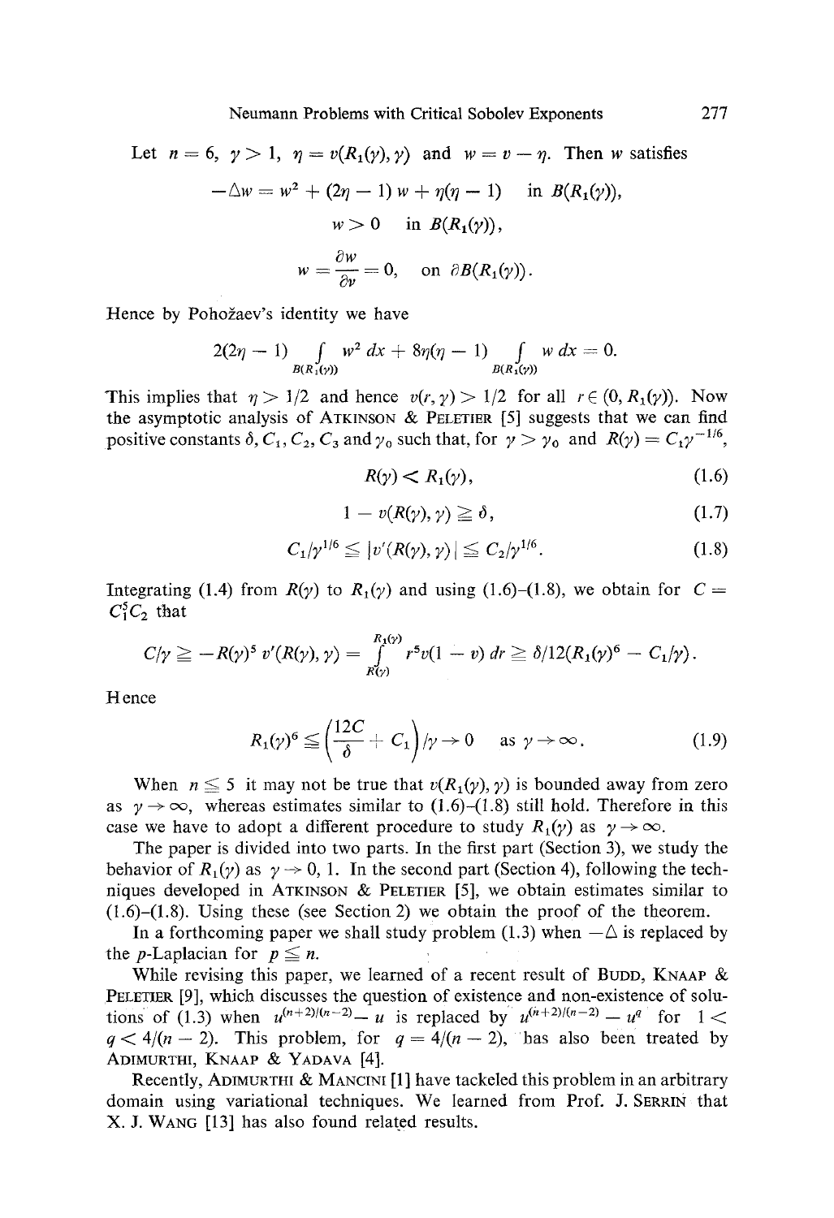Let $n = 6$, $\gamma > 1$, $\eta = v(R_1(\gamma), \gamma)$ and $w = v - \eta$. Then $w$ satisfies

$$-\Delta w = w^2 + (2\eta - 1) w + \eta(\eta - 1) \quad \text{in } B(R_1(\gamma)),$$

$$w > 0 \quad \text{in } B(R_1(\gamma)),$$

$$w = \frac{\partial w}{\partial \nu} = 0, \quad \text{on } \partial B(R_1(\gamma)).$$

Hence by Pohožaev's identity we have

$$2(2\eta - 1) \int_{B(R_1(\gamma))} w^2 \, dx + 8\eta(\eta - 1) \int_{B(R_1(\gamma))} w \, dx = 0.$$

This implies that $\eta > 1/2$ and hence $v(r, \gamma) > 1/2$ for all $r \in (0, R_1(\gamma))$. Now the asymptotic analysis of ATKINSON & PELETIER [5] suggests that we can find positive constants $\delta, C_1, C_2, C_3$ and $\gamma_0$ such that, for $\gamma > \gamma_0$ and $R(\gamma) = C_1 \gamma^{-1/6}$,

$$R(\gamma) < R_1(\gamma), \tag{1.6}$$

$$1 - v(R(\gamma), \gamma) \geqq \delta, \tag{1.7}$$

$$C_1/\gamma^{1/6} \leqq |v'(R(\gamma), \gamma)| \leqq C_2/\gamma^{1/6}. \tag{1.8}$$

Integrating (1.4) from $R(\gamma)$ to $R_1(\gamma)$ and using (1.6)–(1.8), we obtain for $C = C_1^5 C_2$ that

$$C/\gamma \geqq -R(\gamma)^5 \, v'(R(\gamma), \gamma) = \int_{R(\gamma)}^{R_1(\gamma)} r^5 v(1 - v) \, dr \geqq \delta/12(R_1(\gamma)^6 - C_1/\gamma).$$

Hence

$$R_1(\gamma)^6 \leqq \left(\frac{12C}{\delta} + C_1\right)/\gamma \to 0 \quad \text{as } \gamma \to \infty. \tag{1.9}$$

When $n \leqq 5$ it may not be true that $v(R_1(\gamma), \gamma)$ is bounded away from zero as $\gamma \to \infty$, whereas estimates similar to (1.6)–(1.8) still hold. Therefore in this case we have to adopt a different procedure to study $R_1(\gamma)$ as $\gamma \to \infty$.

The paper is divided into two parts. In the first part (Section 3), we study the behavior of $R_1(\gamma)$ as $\gamma \to 0, 1$. In the second part (Section 4), following the techniques developed in ATKINSON & PELETIER [5], we obtain estimates similar to (1.6)–(1.8). Using these (see Section 2) we obtain the proof of the theorem.

In a forthcoming paper we shall study problem (1.3) when $-\Delta$ is replaced by the $p$-Laplacian for $p \leqq n$.

While revising this paper, we learned of a recent result of BUDD, KNAAP & PELETIER [9], which discusses the question of existence and non-existence of solutions of (1.3) when $u^{(n+2)/(n-2)} - u$ is replaced by $u^{(n+2)/(n-2)} - u^q$ for $1 < q < 4/(n-2)$. This problem, for $q = 4/(n-2)$, has also been treated by ADIMURTHI, KNAAP & YADAVA [4].

Recently, ADIMURTHI & MANCINI [1] have tackeled this problem in an arbitrary domain using variational techniques. We learned from Prof. J. SERRIN that X. J. WANG [13] has also found related results.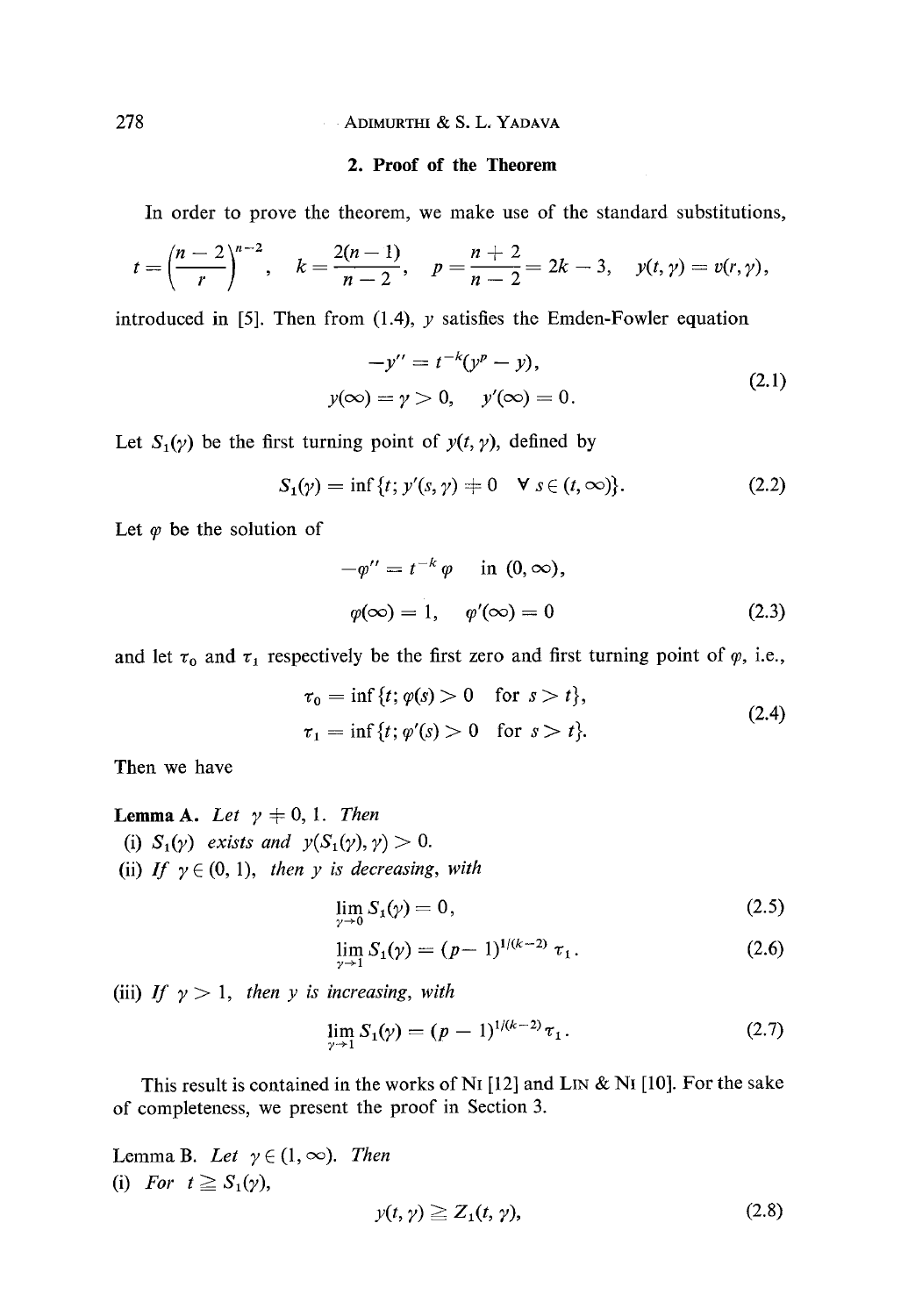## 2. Proof of the Theorem

In order to prove the theorem, we make use of the standard substitutions,

$$t = \left(\frac{n-2}{r}\right)^{n-2}, \quad k = \frac{2(n-1)}{n-2}, \quad p = \frac{n+2}{n-2} = 2k-3, \quad y(t,\gamma) = v(r,\gamma),$$

introduced in [5]. Then from (1.4), $y$ satisfies the Emden-Fowler equation

$$\begin{gathered} -y'' = t^{-k}(y^p - y), \\ y(\infty) = \gamma > 0, \quad y'(\infty) = 0. \end{gathered} \tag{2.1}$$

Let $S_1(\gamma)$ be the first turning point of $y(t,\gamma)$, defined by

$$S_1(\gamma) = \inf\{t;\, y'(s,\gamma) \neq 0 \quad \forall\, s \in (t,\infty)\}. \tag{2.2}$$

Let $\varphi$ be the solution of

$$\begin{gathered} -\varphi'' = t^{-k}\varphi \quad \text{in } (0,\infty), \\ \varphi(\infty) = 1, \quad \varphi'(\infty) = 0 \end{gathered} \tag{2.3}$$

and let $\tau_0$ and $\tau_1$ respectively be the first zero and first turning point of $\varphi$, i.e.,

$$\begin{gathered} \tau_0 = \inf\{t;\, \varphi(s) > 0 \quad \text{for } s > t\}, \\ \tau_1 = \inf\{t;\, \varphi'(s) > 0 \quad \text{for } s > t\}. \end{gathered} \tag{2.4}$$

Then we have

**Lemma A.** *Let* $\gamma \neq 0, 1$. *Then*

(i) $S_1(\gamma)$ *exists and* $y(S_1(\gamma),\gamma) > 0$.

(ii) *If* $\gamma \in (0,1)$, *then* $y$ *is decreasing, with*

$$\lim_{\gamma \to 0} S_1(\gamma) = 0, \tag{2.5}$$

$$\lim_{\gamma \to 1} S_1(\gamma) = (p-1)^{1/(k-2)}\,\tau_1. \tag{2.6}$$

(iii) *If* $\gamma > 1$, *then* $y$ *is increasing, with*

$$\lim_{\gamma \to 1} S_1(\gamma) = (p-1)^{1/(k-2)}\tau_1. \tag{2.7}$$

This result is contained in the works of Ni [12] and Lin & Ni [10]. For the sake of completeness, we present the proof in Section 3.

Lemma B. *Let* $\gamma \in (1,\infty)$. *Then*

(i) *For* $t \geqq S_1(\gamma)$,

$$y(t,\gamma) \geqq Z_1(t,\gamma), \tag{2.8}$$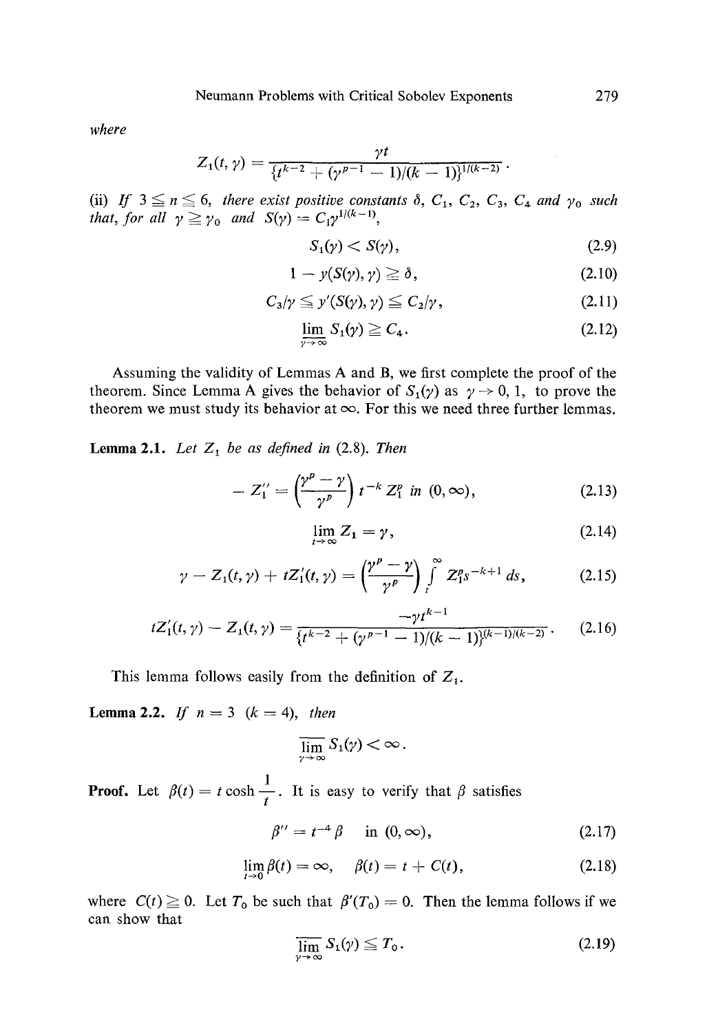*where*

$$Z_1(t, \gamma) = \frac{\gamma t}{\{t^{k-2} + (\gamma^{p-1} - 1)/(k-1)\}^{1/(k-2)}}.$$

(ii) *If* $3 \leqq n \leqq 6$, *there exist positive constants* $\delta$, $C_1$, $C_2$, $C_3$, $C_4$ *and* $\gamma_0$ *such that, for all* $\gamma \geqq \gamma_0$ *and* $S(\gamma) = C_1 \gamma^{1/(k-1)}$,

$$S_1(\gamma) < S(\gamma), \tag{2.9}$$

$$1 - y(S(\gamma), \gamma) \geqq \delta, \tag{2.10}$$

$$C_3/\gamma \leqq y'(S(\gamma), \gamma) \leqq C_2/\gamma, \tag{2.11}$$

$$\varliminf_{\gamma \to \infty} S_1(\gamma) \geqq C_4. \tag{2.12}$$

Assuming the validity of Lemmas A and B, we first complete the proof of the theorem. Since Lemma A gives the behavior of $S_1(\gamma)$ as $\gamma \to 0, 1$, to prove the theorem we must study its behavior at $\infty$. For this we need three further lemmas.

**Lemma 2.1.** *Let* $Z_1$ *be as defined in* (2.8). *Then*

$$-Z_1'' = \left(\frac{\gamma^p - \gamma}{\gamma^p}\right) t^{-k} Z_1^p \text{ in } (0, \infty), \tag{2.13}$$

$$\lim_{t \to \infty} Z_1 = \gamma, \tag{2.14}$$

$$\gamma - Z_1(t, \gamma) + t Z_1'(t, \gamma) = \left(\frac{\gamma^p - \gamma}{\gamma^p}\right) \int_t^\infty Z_1^p s^{-k+1} \, ds, \tag{2.15}$$

$$t Z_1'(t, \gamma) - Z_1(t, \gamma) = \frac{-\gamma t^{k-1}}{\{t^{k-2} + (\gamma^{p-1} - 1)/(k-1)\}^{(k-1)/(k-2)}}. \tag{2.16}$$

This lemma follows easily from the definition of $Z_1$.

**Lemma 2.2.** *If* $n = 3$ $(k = 4)$, *then*

$$\varlimsup_{\gamma \to \infty} S_1(\gamma) < \infty.$$

**Proof.** Let $\beta(t) = t \cosh \frac{1}{t}$. It is easy to verify that $\beta$ satisfies

$$\beta'' = t^{-4} \beta \quad \text{in } (0, \infty), \tag{2.17}$$

$$\lim_{t \to 0} \beta(t) = \infty, \quad \beta(t) = t + C(t), \tag{2.18}$$

where $C(t) \geqq 0$. Let $T_0$ be such that $\beta'(T_0) = 0$. Then the lemma follows if we can show that

$$\varlimsup_{\gamma \to \infty} S_1(\gamma) \leqq T_0. \tag{2.19}$$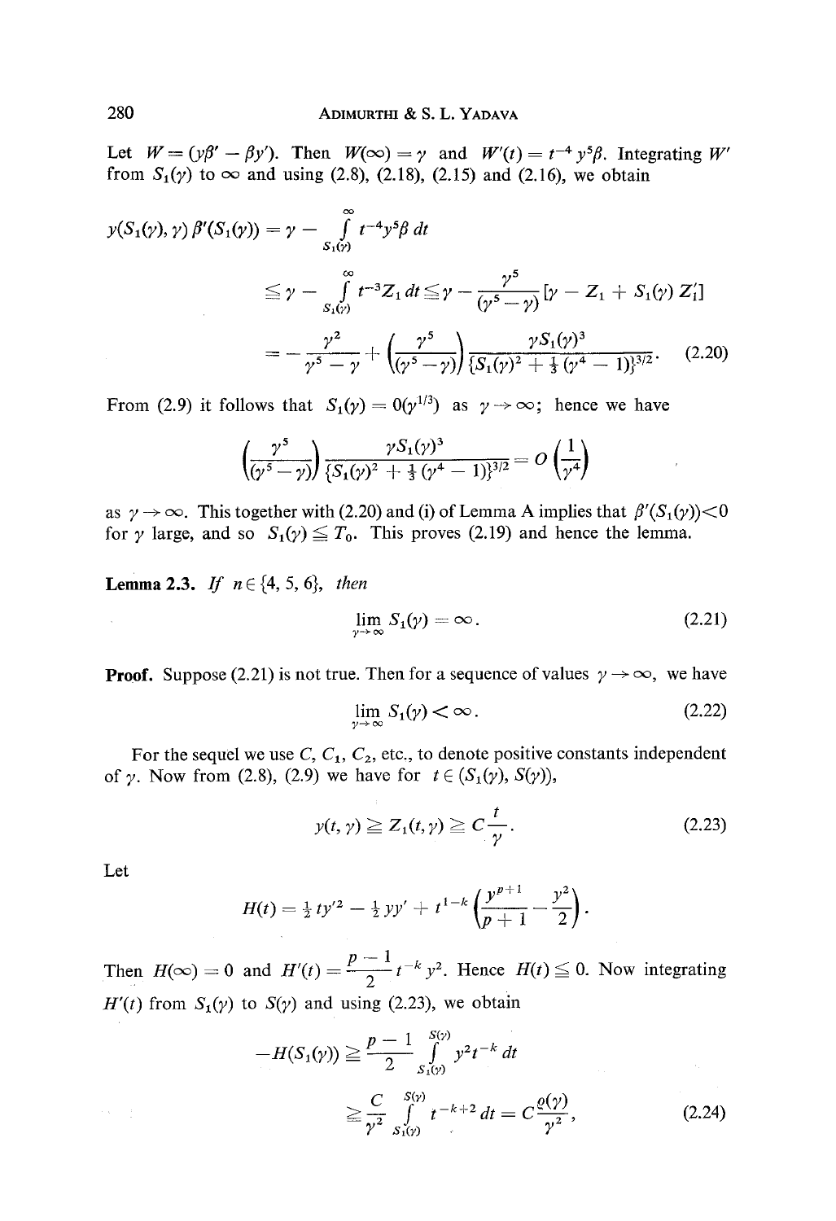Let $W = (y\beta' - \beta y')$. Then $W(\infty) = \gamma$ and $W'(t) = t^{-4} y^5 \beta$. Integrating $W'$ from $S_1(\gamma)$ to $\infty$ and using (2.8), (2.18), (2.15) and (2.16), we obtain

$$
\begin{aligned}
y(S_1(\gamma), \gamma)\, \beta'(S_1(\gamma)) &= \gamma - \int_{S_1(\gamma)}^{\infty} t^{-4} y^5 \beta \, dt \\
&\leq \gamma - \int_{S_1(\gamma)}^{\infty} t^{-3} Z_1 \, dt \leq \gamma - \frac{\gamma^5}{(\gamma^5 - \gamma)} [\gamma - Z_1 + S_1(\gamma)\, Z_1'] \\
&= -\frac{\gamma^2}{\gamma^5 - \gamma} + \left(\frac{\gamma^5}{(\gamma^5 - \gamma)}\right) \frac{\gamma S_1(\gamma)^3}{\{S_1(\gamma)^2 + \frac{1}{3}(\gamma^4 - 1)\}^{3/2}}. \qquad (2.20)
\end{aligned}
$$

From (2.9) it follows that $S_1(\gamma) = 0(\gamma^{1/3})$ as $\gamma \to \infty$; hence we have

$$
\left(\frac{\gamma^5}{(\gamma^5 - \gamma)}\right) \frac{\gamma S_1(\gamma)^3}{\{S_1(\gamma)^2 + \frac{1}{3}(\gamma^4 - 1)\}^{3/2}} = O\left(\frac{1}{\gamma^4}\right)
$$

as $\gamma \to \infty$. This together with (2.20) and (i) of Lemma A implies that $\beta'(S_1(\gamma)) < 0$ for $\gamma$ large, and so $S_1(\gamma) \leq T_0$. This proves (2.19) and hence the lemma.

**Lemma 2.3.** *If* $n \in \{4, 5, 6\}$, *then*

$$
\lim_{\gamma \to \infty} S_1(\gamma) = \infty. \qquad (2.21)
$$

**Proof.** Suppose (2.21) is not true. Then for a sequence of values $\gamma \to \infty$, we have

$$
\lim_{\gamma \to \infty} S_1(\gamma) < \infty. \qquad (2.22)
$$

For the sequel we use $C, C_1, C_2$, etc., to denote positive constants independent of $\gamma$. Now from (2.8), (2.9) we have for $t \in (S_1(\gamma), S(\gamma))$,

$$
y(t, \gamma) \geq Z_1(t, \gamma) \geq C \frac{t}{\gamma}. \qquad (2.23)
$$

Let

$$
H(t) = \tfrac{1}{2} t y'^2 - \tfrac{1}{2} y y' + t^{1-k} \left(\frac{y^{p+1}}{p+1} - \frac{y^2}{2}\right).
$$

Then $H(\infty) = 0$ and $H'(t) = \dfrac{p-1}{2} t^{-k} y^2$. Hence $H(t) \leq 0$. Now integrating $H'(t)$ from $S_1(\gamma)$ to $S(\gamma)$ and using (2.23), we obtain

$$
\begin{aligned}
-H(S_1(\gamma)) &\geq \frac{p-1}{2} \int_{S_1(\gamma)}^{S(\gamma)} y^2 t^{-k} \, dt \\
&\geq \frac{C}{\gamma^2} \int_{S_1(\gamma)}^{S(\gamma)} t^{-k+2} \, dt = C \frac{\varrho(\gamma)}{\gamma^2}, \qquad (2.24)
\end{aligned}
$$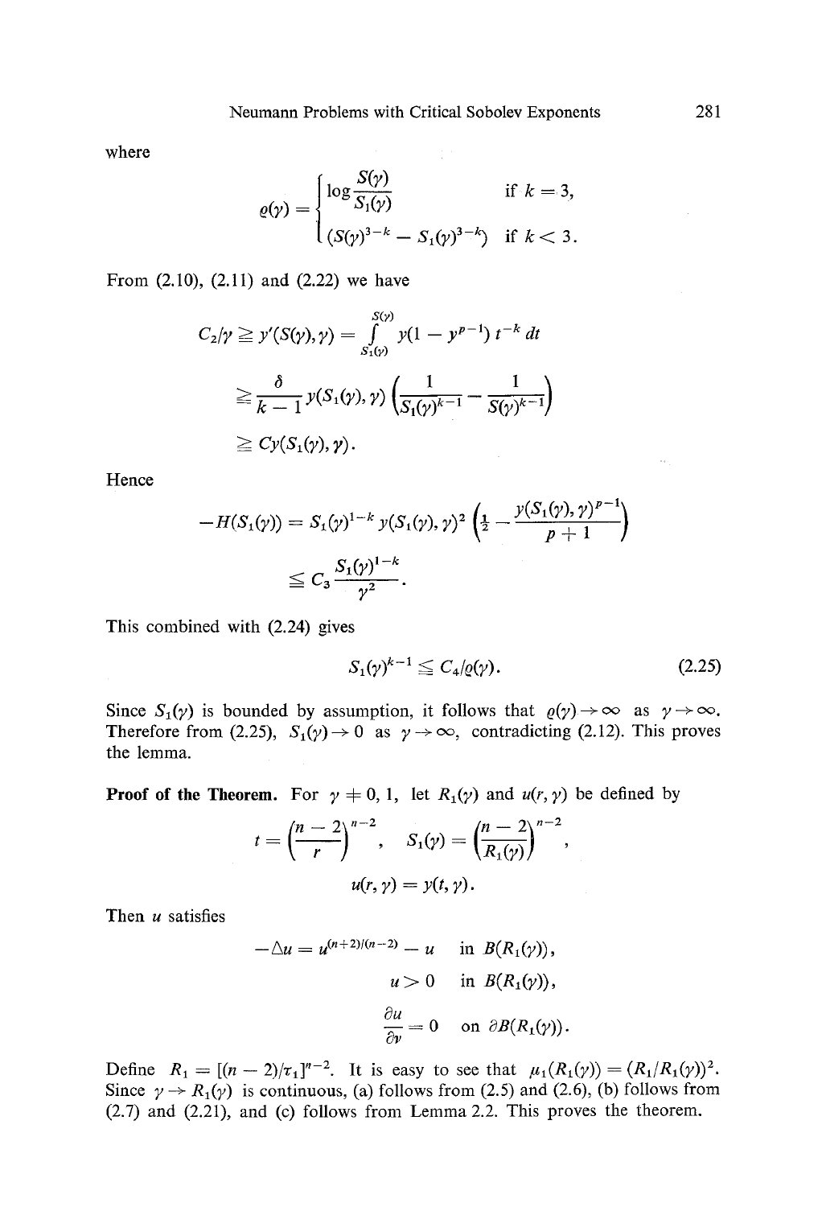where

$$
\varrho(\gamma) = \begin{cases} \log \dfrac{S(\gamma)}{S_1(\gamma)} & \text{if } k = 3, \\ (S(\gamma)^{3-k} - S_1(\gamma)^{3-k}) & \text{if } k < 3. \end{cases}
$$

From (2.10), (2.11) and (2.22) we have

$$
\begin{aligned}
C_2/\gamma &\geqq y'(S(\gamma), \gamma) = \int_{S_1(\gamma)}^{S(\gamma)} y(1 - y^{p-1})\, t^{-k}\, dt \\
&\geqq \frac{\delta}{k-1} y(S_1(\gamma), \gamma) \left( \frac{1}{S_1(\gamma)^{k-1}} - \frac{1}{S(\gamma)^{k-1}} \right) \\
&\geqq C y(S_1(\gamma), \gamma).
\end{aligned}
$$

Hence

$$
\begin{aligned}
-H(S_1(\gamma)) &= S_1(\gamma)^{1-k}\, y(S_1(\gamma), \gamma)^2 \left( \tfrac{1}{2} - \frac{y(S_1(\gamma), \gamma)^{p-1}}{p+1} \right) \\
&\leqq C_3 \frac{S_1(\gamma)^{1-k}}{\gamma^2}.
\end{aligned}
$$

This combined with (2.24) gives

$$
S_1(\gamma)^{k-1} \leqq C_4/\varrho(\gamma). \tag{2.25}
$$

Since $S_1(\gamma)$ is bounded by assumption, it follows that $\varrho(\gamma) \to \infty$ as $\gamma \to \infty$. Therefore from (2.25), $S_1(\gamma) \to 0$ as $\gamma \to \infty$, contradicting (2.12). This proves the lemma.

**Proof of the Theorem.** For $\gamma \neq 0, 1$, let $R_1(\gamma)$ and $u(r, \gamma)$ be defined by

$$
t = \left( \frac{n-2}{r} \right)^{n-2}, \quad S_1(\gamma) = \left( \frac{n-2}{R_1(\gamma)} \right)^{n-2},
$$

$$
u(r, \gamma) = y(t, \gamma).
$$

Then $u$ satisfies

$$
\begin{aligned}
-\Delta u &= u^{(n+2)/(n-2)} - u \quad \text{in } B(R_1(\gamma)), \\
u &> 0 \quad \text{in } B(R_1(\gamma)), \\
\frac{\partial u}{\partial \nu} &= 0 \quad \text{on } \partial B(R_1(\gamma)).
\end{aligned}
$$

Define $R_1 = [(n-2)/\tau_1]^{n-2}$. It is easy to see that $\mu_1(R_1(\gamma)) = (R_1/R_1(\gamma))^2$. Since $\gamma \to R_1(\gamma)$ is continuous, (a) follows from (2.5) and (2.6), (b) follows from (2.7) and (2.21), and (c) follows from Lemma 2.2. This proves the theorem.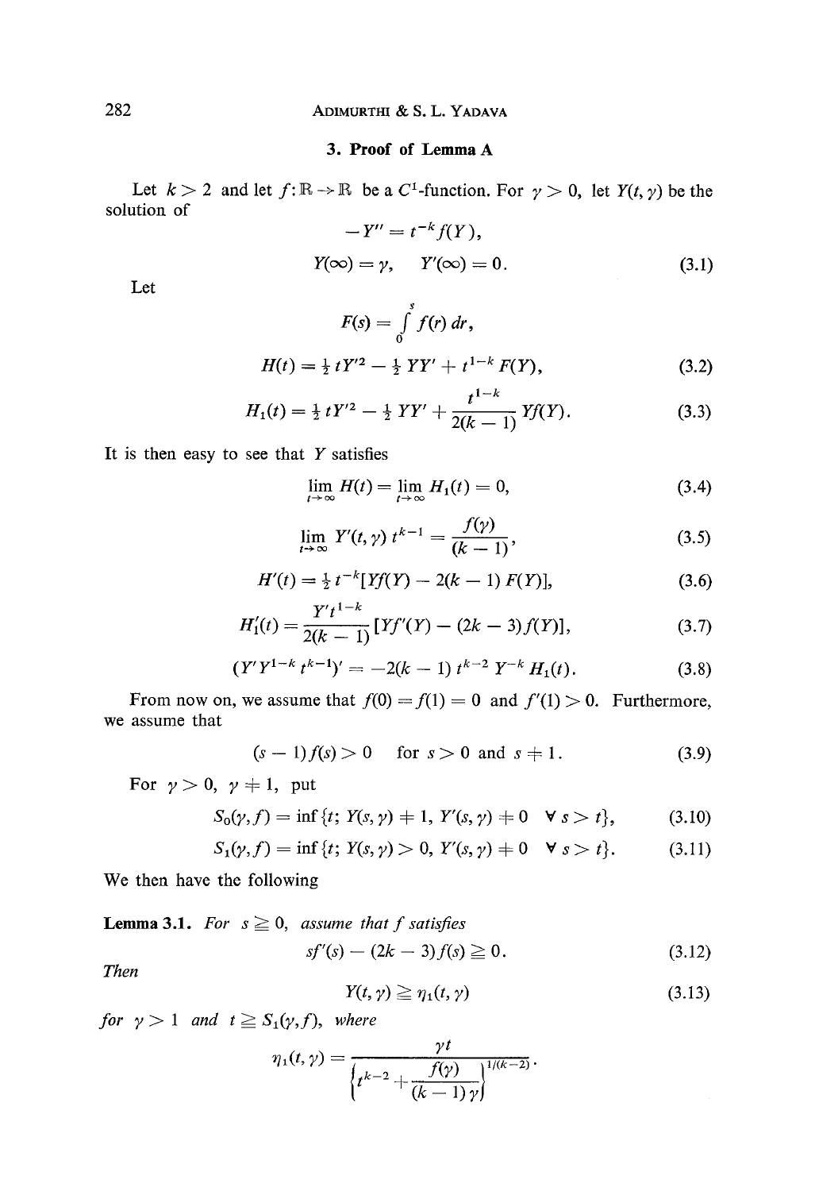### 3. Proof of Lemma A

Let $k > 2$ and let $f: \mathbb{R} \to \mathbb{R}$ be a $C^1$-function. For $\gamma > 0$, let $Y(t, \gamma)$ be the solution of

$$-Y'' = t^{-k} f(Y),$$

$$Y(\infty) = \gamma, \quad Y'(\infty) = 0. \tag{3.1}$$

Let

$$F(s) = \int_0^s f(r)\, dr,$$

$$H(t) = \tfrac{1}{2} t Y'^2 - \tfrac{1}{2} Y Y' + t^{1-k} F(Y), \tag{3.2}$$

$$H_1(t) = \tfrac{1}{2} t Y'^2 - \tfrac{1}{2} Y Y' + \frac{t^{1-k}}{2(k-1)} Y f(Y). \tag{3.3}$$

It is then easy to see that $Y$ satisfies

$$\lim_{t \to \infty} H(t) = \lim_{t \to \infty} H_1(t) = 0, \tag{3.4}$$

$$\lim_{t \to \infty} Y'(t, \gamma)\, t^{k-1} = \frac{f(\gamma)}{(k-1)}, \tag{3.5}$$

$$H'(t) = \tfrac{1}{2} t^{-k} [Y f(Y) - 2(k-1) F(Y)], \tag{3.6}$$

$$H_1'(t) = \frac{Y' t^{1-k}}{2(k-1)} [Y f'(Y) - (2k-3) f(Y)], \tag{3.7}$$

$$(Y' Y^{1-k} t^{k-1})' = -2(k-1)\, t^{k-2}\, Y^{-k} H_1(t). \tag{3.8}$$

From now on, we assume that $f(0) = f(1) = 0$ and $f'(1) > 0$. Furthermore, we assume that

$$(s-1) f(s) > 0 \quad \text{for } s > 0 \text{ and } s \neq 1. \tag{3.9}$$

For $\gamma > 0$, $\gamma \neq 1$, put

$$S_0(\gamma, f) = \inf\{t;\ Y(s, \gamma) \neq 1,\ Y'(s, \gamma) \neq 0 \quad \forall\, s > t\}, \tag{3.10}$$

$$S_1(\gamma, f) = \inf\{t;\ Y(s, \gamma) > 0,\ Y'(s, \gamma) \neq 0 \quad \forall\, s > t\}. \tag{3.11}$$

We then have the following

**Lemma 3.1.** *For* $s \geqq 0$, *assume that* $f$ *satisfies*

$$s f'(s) - (2k-3) f(s) \geqq 0. \tag{3.12}$$

*Then*

$$Y(t, \gamma) \geqq \eta_1(t, \gamma) \tag{3.13}$$

*for* $\gamma > 1$ *and* $t \geqq S_1(\gamma, f)$, *where*

$$\eta_1(t, \gamma) = \frac{\gamma t}{\left\{ t^{k-2} + \dfrac{f(\gamma)}{(k-1)\gamma} \right\}^{1/(k-2)}}.$$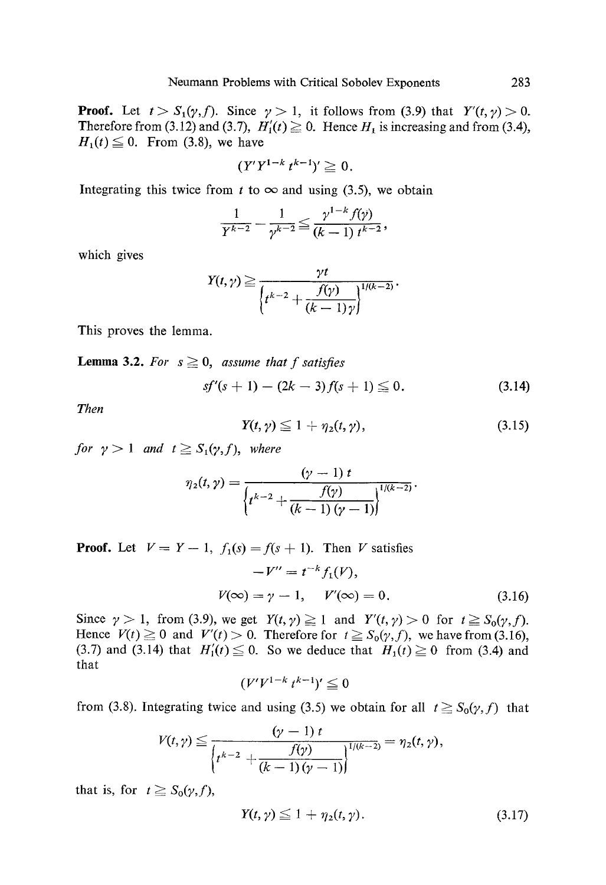**Proof.** Let $t > S_1(\gamma, f)$. Since $\gamma > 1$, it follows from (3.9) that $Y'(t, \gamma) > 0$. Therefore from (3.12) and (3.7), $H_1'(t) \geqq 0$. Hence $H_1$ is increasing and from (3.4), $H_1(t) \leqq 0$. From (3.8), we have

$$(Y' Y^{1-k} t^{k-1})' \geqq 0.$$

Integrating this twice from $t$ to $\infty$ and using (3.5), we obtain

$$\frac{1}{Y^{k-2}} - \frac{1}{\gamma^{k-2}} \leqq \frac{\gamma^{1-k} f(\gamma)}{(k-1)\, t^{k-2}},$$

which gives

$$Y(t, \gamma) \geqq \frac{\gamma t}{\left\{ t^{k-2} + \dfrac{f(\gamma)}{(k-1)\gamma} \right\}^{1/(k-2)}}.$$

This proves the lemma.

**Lemma 3.2.** *For* $s \geqq 0$, *assume that* $f$ *satisfies*

$$s f'(s+1) - (2k-3) f(s+1) \leqq 0. \tag{3.14}$$

*Then*

$$Y(t, \gamma) \leqq 1 + \eta_2(t, \gamma), \tag{3.15}$$

*for* $\gamma > 1$ *and* $t \geqq S_1(\gamma, f)$, *where*

$$\eta_2(t, \gamma) = \frac{(\gamma - 1)\, t}{\left\{ t^{k-2} + \dfrac{f(\gamma)}{(k-1)(\gamma - 1)} \right\}^{1/(k-2)}}.$$

**Proof.** Let $V = Y - 1$, $f_1(s) = f(s+1)$. Then $V$ satisfies

$$\begin{aligned} -V'' &= t^{-k} f_1(V), \\ V(\infty) &= \gamma - 1, \quad V'(\infty) = 0. \end{aligned} \tag{3.16}$$

Since $\gamma > 1$, from (3.9), we get $Y(t, \gamma) \geqq 1$ and $Y'(t, \gamma) > 0$ for $t \geqq S_0(\gamma, f)$. Hence $V(t) \geqq 0$ and $V'(t) > 0$. Therefore for $t \geqq S_0(\gamma, f)$, we have from (3.16), (3.7) and (3.14) that $H_1'(t) \leqq 0$. So we deduce that $H_1(t) \geqq 0$ from (3.4) and that

$$(V' V^{1-k} t^{k-1})' \leqq 0$$

from (3.8). Integrating twice and using (3.5) we obtain for all $t \geqq S_0(\gamma, f)$ that

$$V(t, \gamma) \leqq \frac{(\gamma - 1)\, t}{\left\{ t^{k-2} + \dfrac{f(\gamma)}{(k-1)(\gamma - 1)} \right\}^{1/(k-2)}} = \eta_2(t, \gamma),$$

that is, for $t \geqq S_0(\gamma, f)$,

$$Y(t, \gamma) \leqq 1 + \eta_2(t, \gamma). \tag{3.17}$$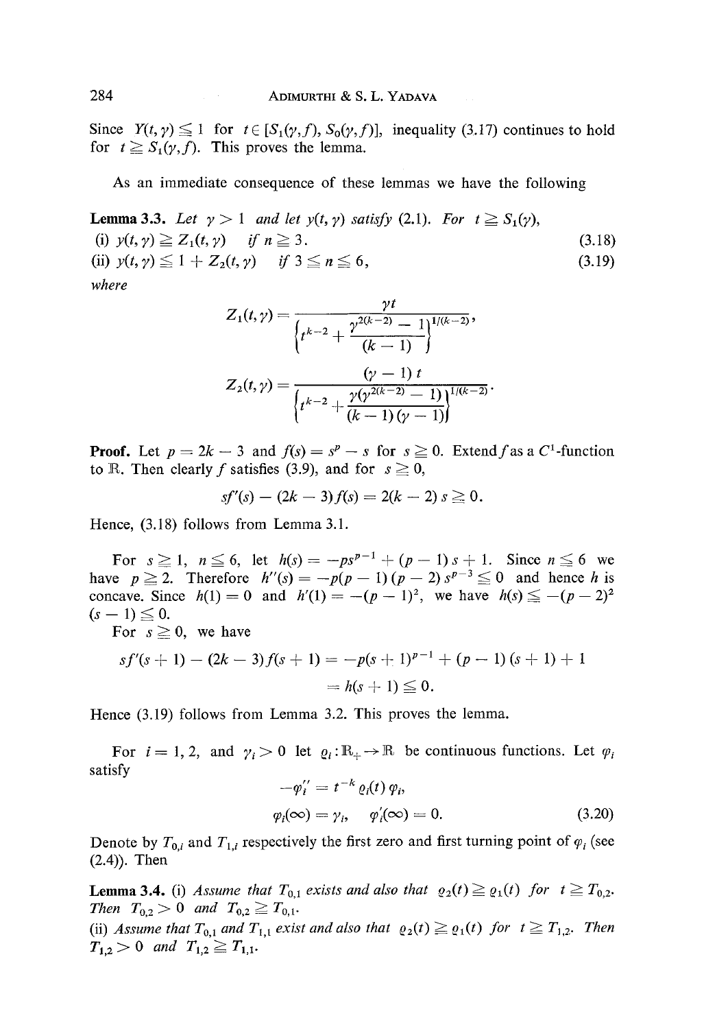Since $Y(t, \gamma) \leqq 1$ for $t \in [S_1(\gamma, f), S_0(\gamma, f)]$, inequality (3.17) continues to hold for $t \geqq S_1(\gamma, f)$. This proves the lemma.

As an immediate consequence of these lemmas we have the following

**Lemma 3.3.** *Let $\gamma > 1$ and let $y(t, \gamma)$ satisfy (2.1). For $t \geqq S_1(\gamma)$,*

(i) $y(t, \gamma) \geqq Z_1(t, \gamma)$ *if* $n \geqq 3$. (3.18)

(ii) $y(t, \gamma) \leqq 1 + Z_2(t, \gamma)$ *if* $3 \leqq n \leqq 6$, (3.19)

*where*

$$Z_1(t, \gamma) = \frac{\gamma t}{\left\{t^{k-2} + \dfrac{\gamma^{2(k-2)} - 1}{(k-1)}\right\}^{1/(k-2)}},$$

$$Z_2(t, \gamma) = \frac{(\gamma - 1)\, t}{\left\{t^{k-2} + \dfrac{\gamma(\gamma^{2(k-2)} - 1)}{(k-1)(\gamma - 1)}\right\}^{1/(k-2)}}.$$

**Proof.** Let $p = 2k - 3$ and $f(s) = s^p - s$ for $s \geqq 0$. Extend $f$ as a $C^1$-function to $\mathbb{R}$. Then clearly $f$ satisfies (3.9), and for $s \geqq 0$,

$$sf'(s) - (2k - 3) f(s) = 2(k - 2)\, s \geqq 0.$$

Hence, (3.18) follows from Lemma 3.1.

For $s \geqq 1$, $n \leqq 6$, let $h(s) = -ps^{p-1} + (p - 1)s + 1$. Since $n \leqq 6$ we have $p \geqq 2$. Therefore $h''(s) = -p(p-1)(p-2)s^{p-3} \leqq 0$ and hence $h$ is concave. Since $h(1) = 0$ and $h'(1) = -(p-1)^2$, we have $h(s) \leqq -(p-2)^2 (s - 1) \leqq 0$.

For $s \geqq 0$, we have

$$sf'(s + 1) - (2k - 3) f(s + 1) = -p(s + 1)^{p-1} + (p - 1)(s + 1) + 1$$
$$= h(s + 1) \leqq 0.$$

Hence (3.19) follows from Lemma 3.2. This proves the lemma.

For $i = 1, 2$, and $\gamma_i > 0$ let $\varrho_i : \mathbb{R}_+ \to \mathbb{R}$ be continuous functions. Let $\varphi_i$ satisfy

$$-\varphi_i'' = t^{-k} \varrho_i(t)\, \varphi_i,$$
$$\varphi_i(\infty) = \gamma_i, \qquad \varphi_i'(\infty) = 0. \tag{3.20}$$

Denote by $T_{0,i}$ and $T_{1,i}$ respectively the first zero and first turning point of $\varphi_i$ (see (2.4)). Then

**Lemma 3.4.** (i) *Assume that $T_{0,1}$ exists and also that $\varrho_2(t) \geqq \varrho_1(t)$ for $t \geqq T_{0,2}$. Then $T_{0,2} > 0$ and $T_{0,2} \geqq T_{0,1}$.*

(ii) *Assume that $T_{0,1}$ and $T_{1,1}$ exist and also that $\varrho_2(t) \geqq \varrho_1(t)$ for $t \geqq T_{1,2}$. Then $T_{1,2} > 0$ and $T_{1,2} \geqq T_{1,1}$.*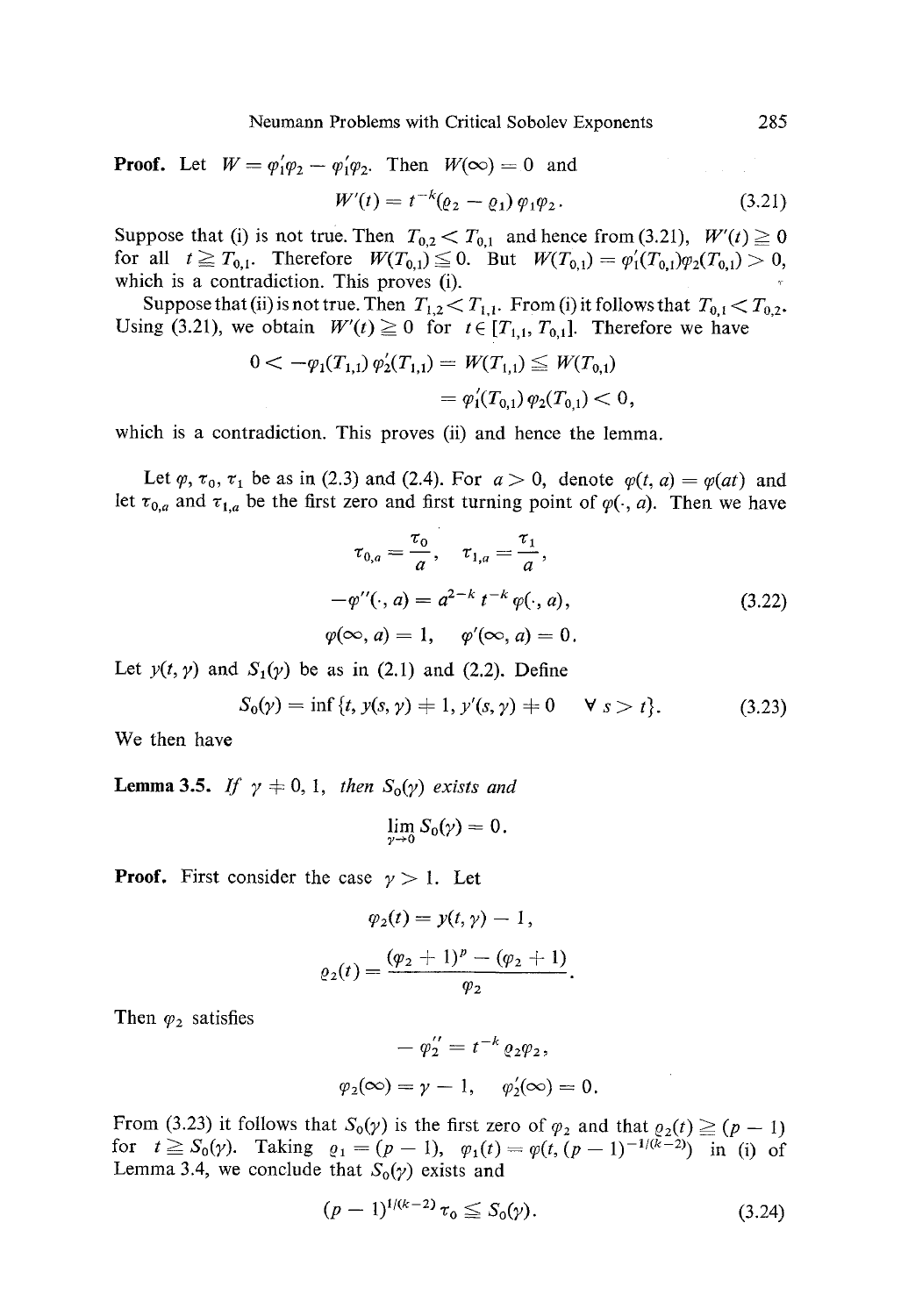**Proof.** Let $W = \varphi_1'\varphi_2 - \varphi_1'\varphi_2$. Then $W(\infty) = 0$ and

$$W'(t) = t^{-k}(\varrho_2 - \varrho_1)\,\varphi_1\varphi_2. \tag{3.21}$$

Suppose that (i) is not true. Then $T_{0,2} < T_{0,1}$ and hence from (3.21), $W'(t) \geqq 0$ for all $t \geqq T_{0,1}$. Therefore $W(T_{0,1}) \leqq 0$. But $W(T_{0,1}) = \varphi_1'(T_{0,1})\varphi_2(T_{0,1}) > 0$, which is a contradiction. This proves (i).

Suppose that (ii) is not true. Then $T_{1,2} < T_{1,1}$. From (i) it follows that $T_{0,1} < T_{0,2}$. Using (3.21), we obtain $W'(t) \geqq 0$ for $t \in [T_{1,1}, T_{0,1}]$. Therefore we have

$$\begin{aligned} 0 < -\varphi_1(T_{1,1})\,\varphi_2'(T_{1,1}) &= W(T_{1,1}) \leqq W(T_{0,1}) \\ &= \varphi_1'(T_{0,1})\,\varphi_2(T_{0,1}) < 0, \end{aligned}$$

which is a contradiction. This proves (ii) and hence the lemma.

Let $\varphi$, $\tau_0$, $\tau_1$ be as in (2.3) and (2.4). For $a > 0$, denote $\varphi(t, a) = \varphi(at)$ and let $\tau_{0,a}$ and $\tau_{1,a}$ be the first zero and first turning point of $\varphi(\cdot, a)$. Then we have

$$\begin{gathered} \tau_{0,a} = \frac{\tau_0}{a}, \quad \tau_{1,a} = \frac{\tau_1}{a}, \\ -\varphi''(\cdot, a) = a^{2-k}\, t^{-k}\, \varphi(\cdot, a), \\ \varphi(\infty, a) = 1, \quad \varphi'(\infty, a) = 0. \end{gathered} \tag{3.22}$$

Let $y(t, \gamma)$ and $S_1(\gamma)$ be as in (2.1) and (2.2). Define

$$S_0(\gamma) = \inf\{t,\, y(s, \gamma) \neq 1,\, y'(s, \gamma) \neq 0 \quad \forall\, s > t\}. \tag{3.23}$$

We then have

**Lemma 3.5.** *If $\gamma \neq 0, 1$, then $S_0(\gamma)$ exists and*

$$\lim_{\gamma \to 0} S_0(\gamma) = 0.$$

**Proof.** First consider the case $\gamma > 1$. Let

$$\varphi_2(t) = y(t, \gamma) - 1,$$

$$\varrho_2(t) = \frac{(\varphi_2 + 1)^p - (\varphi_2 + 1)}{\varphi_2}.$$

Then $\varphi_2$ satisfies

$$\begin{gathered} -\varphi_2'' = t^{-k}\varrho_2\varphi_2, \\ \varphi_2(\infty) = \gamma - 1, \quad \varphi_2'(\infty) = 0. \end{gathered}$$

From (3.23) it follows that $S_0(\gamma)$ is the first zero of $\varphi_2$ and that $\varrho_2(t) \geqq (p - 1)$ for $t \geqq S_0(\gamma)$. Taking $\varrho_1 = (p - 1)$, $\varphi_1(t) = \varphi(t, (p - 1)^{-1/(k-2)})$ in (i) of Lemma 3.4, we conclude that $S_0(\gamma)$ exists and

$$(p - 1)^{1/(k-2)}\,\tau_0 \leqq S_0(\gamma). \tag{3.24}$$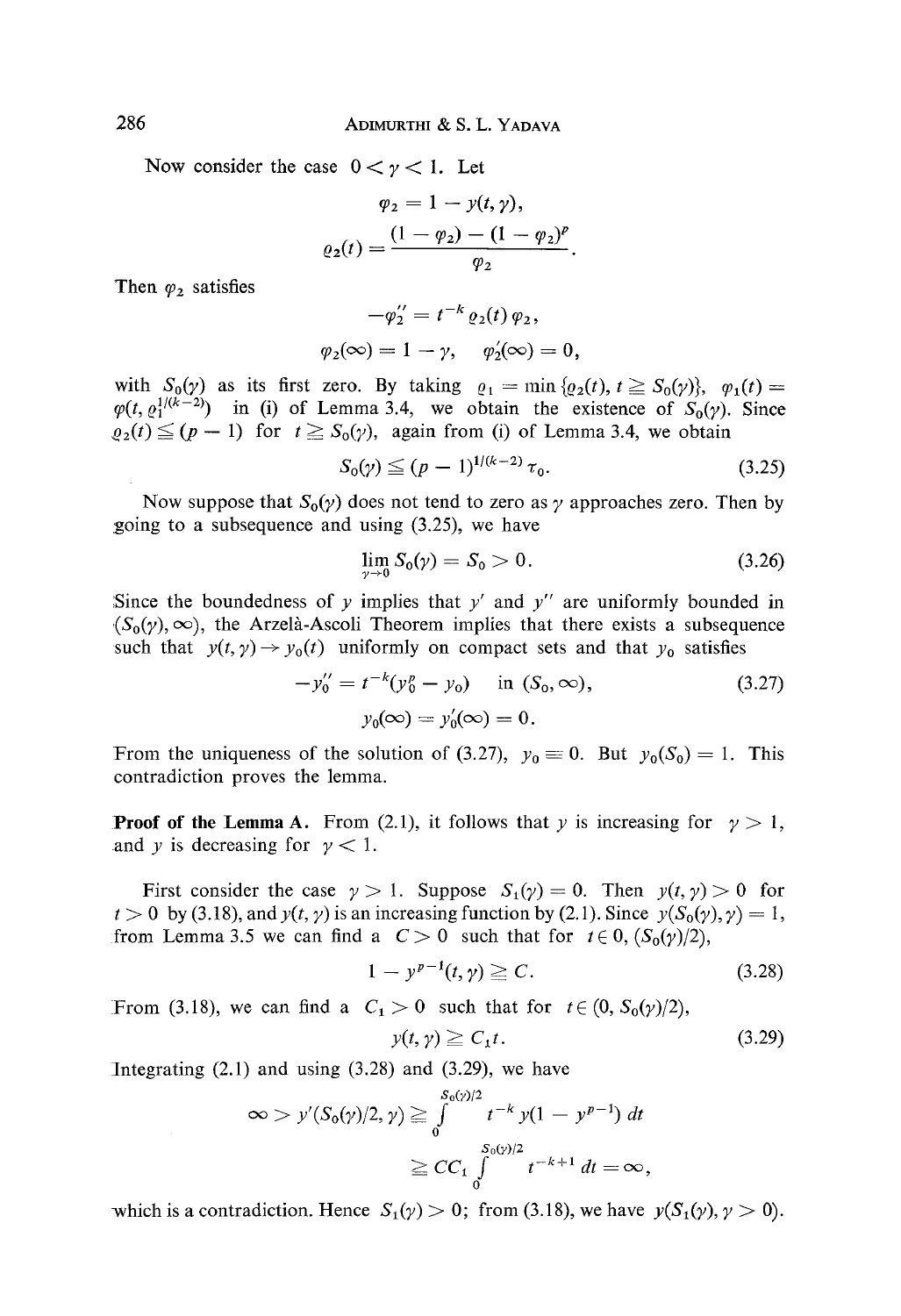Now consider the case $0 < \gamma < 1$. Let

$$\varphi_2 = 1 - y(t, \gamma),$$

$$\varrho_2(t) = \frac{(1 - \varphi_2) - (1 - \varphi_2)^p}{\varphi_2}.$$

Then $\varphi_2$ satisfies

$$-\varphi_2'' = t^{-k} \varrho_2(t) \varphi_2,$$

$$\varphi_2(\infty) = 1 - \gamma, \quad \varphi_2'(\infty) = 0,$$

with $S_0(\gamma)$ as its first zero. By taking $\varrho_1 = \min\{\varrho_2(t), t \geqq S_0(\gamma)\}$, $\varphi_1(t) = \varphi(t, \varrho_1^{1/(k-2)})$ in (i) of Lemma 3.4, we obtain the existence of $S_0(\gamma)$. Since $\varrho_2(t) \leqq (p-1)$ for $t \geqq S_0(\gamma)$, again from (i) of Lemma 3.4, we obtain

$$S_0(\gamma) \leqq (p-1)^{1/(k-2)} \tau_0. \tag{3.25}$$

Now suppose that $S_0(\gamma)$ does not tend to zero as $\gamma$ approaches zero. Then by going to a subsequence and using (3.25), we have

$$\lim_{\gamma \to 0} S_0(\gamma) = S_0 > 0. \tag{3.26}$$

Since the boundedness of $y$ implies that $y'$ and $y''$ are uniformly bounded in $(S_0(\gamma), \infty)$, the Arzelà-Ascoli Theorem implies that there exists a subsequence such that $y(t, \gamma) \to y_0(t)$ uniformly on compact sets and that $y_0$ satisfies

$$-y_0'' = t^{-k}(y_0^p - y_0) \quad \text{in } (S_0, \infty), \tag{3.27}$$

$$y_0(\infty) = y_0'(\infty) = 0.$$

From the uniqueness of the solution of (3.27), $y_0 \equiv 0$. But $y_0(S_0) = 1$. This contradiction proves the lemma.

**Proof of the Lemma A.** From (2.1), it follows that $y$ is increasing for $\gamma > 1$, and $y$ is decreasing for $\gamma < 1$.

First consider the case $\gamma > 1$. Suppose $S_1(\gamma) = 0$. Then $y(t, \gamma) > 0$ for $t > 0$ by (3.18), and $y(t, \gamma)$ is an increasing function by (2.1). Since $y(S_0(\gamma), \gamma) = 1$, from Lemma 3.5 we can find a $C > 0$ such that for $t \in 0, (S_0(\gamma)/2)$,

$$1 - y^{p-1}(t, \gamma) \geqq C. \tag{3.28}$$

From (3.18), we can find a $C_1 > 0$ such that for $t \in (0, S_0(\gamma)/2)$,

$$y(t, \gamma) \geqq C_1 t. \tag{3.29}$$

Integrating (2.1) and using (3.28) and (3.29), we have

$$\infty > y'(S_0(\gamma)/2, \gamma) \geqq \int_0^{S_0(\gamma)/2} t^{-k} y(1 - y^{p-1})\, dt$$

$$\geqq CC_1 \int_0^{S_0(\gamma)/2} t^{-k+1}\, dt = \infty,$$

which is a contradiction. Hence $S_1(\gamma) > 0$; from (3.18), we have $y(S_1(\gamma), \gamma > 0)$.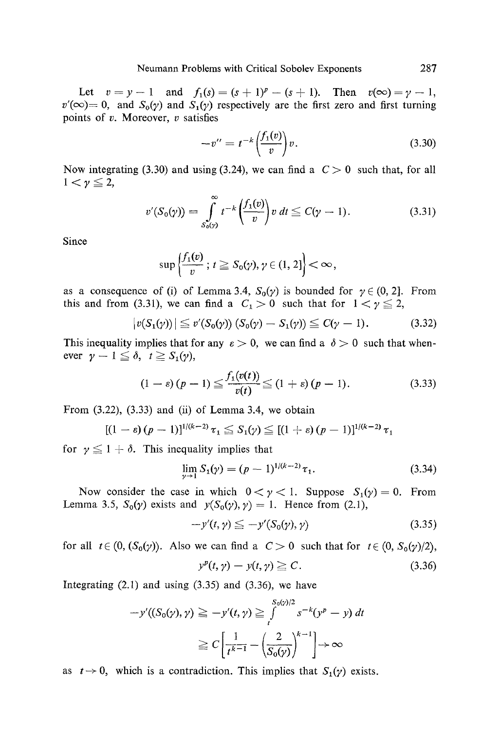Let $v = y - 1$ and $f_1(s) = (s + 1)^p - (s + 1)$. Then $v(\infty) = \gamma - 1$, $v'(\infty) = 0$, and $S_0(\gamma)$ and $S_1(\gamma)$ respectively are the first zero and first turning points of $v$. Moreover, $v$ satisfies

$$-v'' = t^{-k}\left(\frac{f_1(v)}{v}\right)v. \tag{3.30}$$

Now integrating (3.30) and using (3.24), we can find a $C > 0$ such that, for all $1 < \gamma \leqq 2$,

$$v'(S_0(\gamma)) = \int_{S_0(\gamma)}^{\infty} t^{-k}\left(\frac{f_1(v)}{v}\right)v\,dt \leqq C(\gamma - 1). \tag{3.31}$$

Since

$$\sup\left\{\frac{f_1(v)}{v}\,;\, t \geqq S_0(\gamma), \gamma \in (1, 2]\right\} < \infty,$$

as a consequence of (i) of Lemma 3.4, $S_0(\gamma)$ is bounded for $\gamma \in (0, 2]$. From this and from (3.31), we can find a $C_1 > 0$ such that for $1 < \gamma \leqq 2$,

$$|v(S_1(\gamma))| \leqq v'(S_0(\gamma))\,(S_0(\gamma) - S_1(\gamma)) \leqq C(\gamma - 1). \tag{3.32}$$

This inequality implies that for any $\varepsilon > 0$, we can find a $\delta > 0$ such that whenever $\gamma - 1 \leqq \delta$, $t \geqq S_1(\gamma)$,

$$(1 - \varepsilon)(p - 1) \leqq \frac{f_1(v(t))}{v(t)} \leqq (1 + \varepsilon)(p - 1). \tag{3.33}$$

From (3.22), (3.33) and (ii) of Lemma 3.4, we obtain

$$[(1 - \varepsilon)(p - 1)]^{1/(k-2)}\tau_1 \leqq S_1(\gamma) \leqq [(1 + \varepsilon)(p - 1)]^{1/(k-2)}\tau_1$$

for $\gamma \leqq 1 + \delta$. This inequality implies that

$$\lim_{\gamma \to 1} S_1(\gamma) = (p - 1)^{1/(k-2)}\tau_1. \tag{3.34}$$

Now consider the case in which $0 < \gamma < 1$. Suppose $S_1(\gamma) = 0$. From Lemma 3.5, $S_0(\gamma)$ exists and $y(S_0(\gamma), \gamma) = 1$. Hence from (2.1),

$$-y'(t, \gamma) \leqq -y'(S_0(\gamma), \gamma) \tag{3.35}$$

for all $t \in (0, (S_0(\gamma))$. Also we can find a $C > 0$ such that for $t \in (0, S_0(\gamma)/2)$,

$$y^p(t, \gamma) - y(t, \gamma) \geqq C. \tag{3.36}$$

Integrating (2.1) and using (3.35) and (3.36), we have

$$\begin{aligned}
-y'((S_0(\gamma), \gamma) \geqq -y'(t, \gamma) &\geqq \int_t^{S_0(\gamma)/2} s^{-k}(y^p - y)\,dt \\
&\geqq C\left[\frac{1}{t^{k-1}} - \left(\frac{2}{S_0(\gamma)}\right)^{k-1}\right] \to \infty
\end{aligned}$$

as $t \to 0$, which is a contradiction. This implies that $S_1(\gamma)$ exists.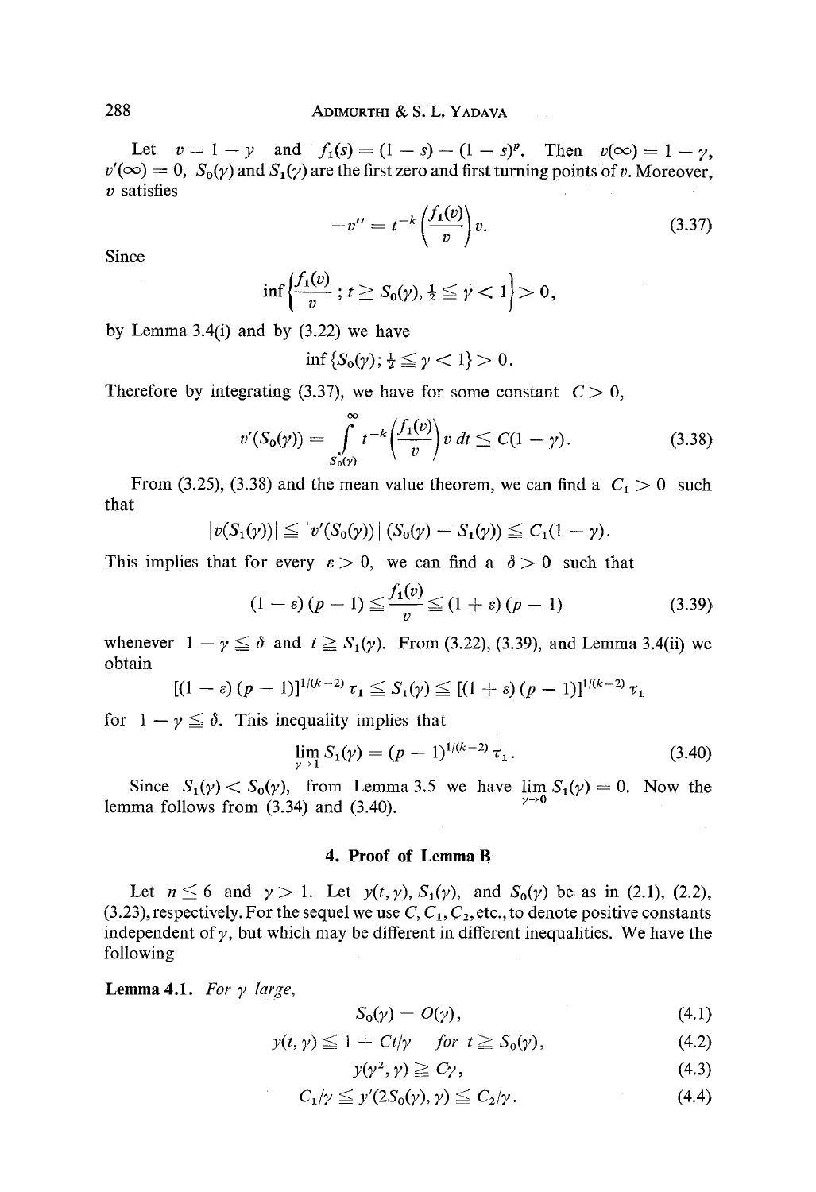Let $v = 1 - y$ and $f_1(s) = (1 - s) - (1 - s)^p$. Then $v(\infty) = 1 - \gamma$, $v'(\infty) = 0$, $S_0(\gamma)$ and $S_1(\gamma)$ are the first zero and first turning points of $v$. Moreover, $v$ satisfies

$$-v'' = t^{-k}\left(\frac{f_1(v)}{v}\right)v. \tag{3.37}$$

Since

$$\inf\left\{\frac{f_1(v)}{v}\,;\, t \geqq S_0(\gamma), \tfrac{1}{2} \leqq \gamma < 1\right\} > 0,$$

by Lemma 3.4(i) and by (3.22) we have

$$\inf\{S_0(\gamma); \tfrac{1}{2} \leqq \gamma < 1\} > 0.$$

Therefore by integrating (3.37), we have for some constant $C > 0$,

$$v'(S_0(\gamma)) = \int\limits_{S_0(\gamma)}^{\infty} t^{-k}\left(\frac{f_1(v)}{v}\right) v\, dt \leqq C(1 - \gamma). \tag{3.38}$$

From (3.25), (3.38) and the mean value theorem, we can find a $C_1 > 0$ such that

$$|v(S_1(\gamma))| \leqq |v'(S_0(\gamma))|\,(S_0(\gamma) - S_1(\gamma)) \leqq C_1(1 - \gamma).$$

This implies that for every $\varepsilon > 0$, we can find a $\delta > 0$ such that

$$(1 - \varepsilon)(p - 1) \leqq \frac{f_1(v)}{v} \leqq (1 + \varepsilon)(p - 1) \tag{3.39}$$

whenever $1 - \gamma \leqq \delta$ and $t \geqq S_1(\gamma)$. From (3.22), (3.39), and Lemma 3.4(ii) we obtain

$$[(1 - \varepsilon)(p - 1)]^{1/(k-2)}\tau_1 \leqq S_1(\gamma) \leqq [(1 + \varepsilon)(p - 1)]^{1/(k-2)}\tau_1$$

for $1 - \gamma \leqq \delta$. This inequality implies that

$$\lim_{\gamma \to 1} S_1(\gamma) = (p - 1)^{1/(k-2)}\tau_1. \tag{3.40}$$

Since $S_1(\gamma) < S_0(\gamma)$, from Lemma 3.5 we have $\lim\limits_{\gamma \to 0} S_1(\gamma) = 0$. Now the lemma follows from (3.34) and (3.40).

## 4. Proof of Lemma B

Let $n \leqq 6$ and $\gamma > 1$. Let $y(t, \gamma)$, $S_1(\gamma)$, and $S_0(\gamma)$ be as in (2.1), (2.2), (3.23), respectively. For the sequel we use $C, C_1, C_2$, etc., to denote positive constants independent of $\gamma$, but which may be different in different inequalities. We have the following

**Lemma 4.1.** *For $\gamma$ large,*

$$S_0(\gamma) = O(\gamma), \tag{4.1}$$

$$y(t, \gamma) \leqq 1 + C t/\gamma \quad \text{for } t \geqq S_0(\gamma), \tag{4.2}$$

$$y(\gamma^2, \gamma) \geqq C\gamma, \tag{4.3}$$

$$C_1/\gamma \leqq y'(2S_0(\gamma), \gamma) \leqq C_2/\gamma. \tag{4.4}$$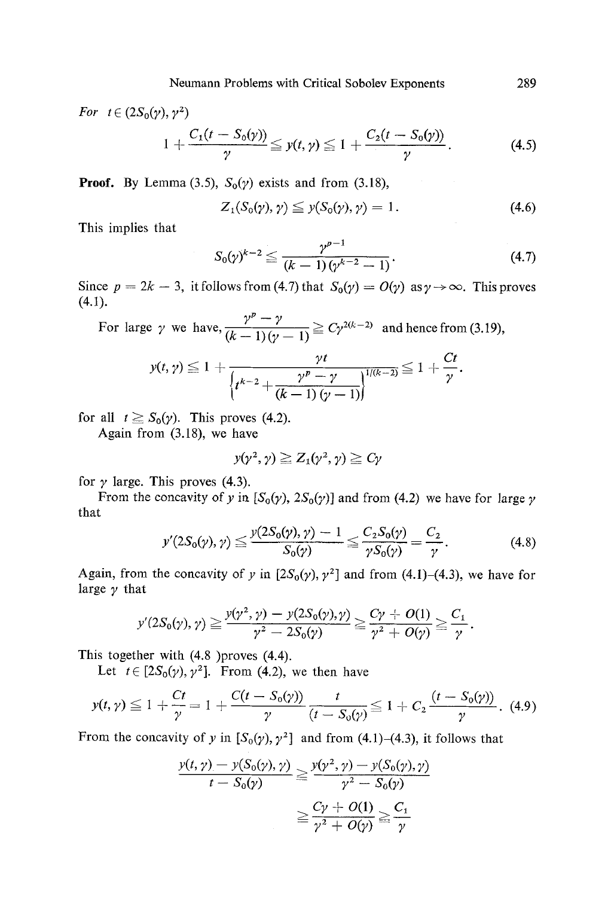*For* $t \in (2S_0(\gamma), \gamma^2)$

$$1 + \frac{C_1(t - S_0(\gamma))}{\gamma} \leqq y(t, \gamma) \leqq 1 + \frac{C_2(t - S_0(\gamma))}{\gamma}. \tag{4.5}$$

**Proof.** By Lemma (3.5), $S_0(\gamma)$ exists and from (3.18),

$$Z_1(S_0(\gamma), \gamma) \leqq y(S_0(\gamma), \gamma) = 1. \tag{4.6}$$

This implies that

$$S_0(\gamma)^{k-2} \leqq \frac{\gamma^{p-1}}{(k-1)(\gamma^{k-2} - 1)}. \tag{4.7}$$

Since $p = 2k - 3$, it follows from (4.7) that $S_0(\gamma) = O(\gamma)$ as $\gamma \to \infty$. This proves (4.1).

For large $\gamma$ we have, $\dfrac{\gamma^p - \gamma}{(k-1)(\gamma - 1)} \geqq C\gamma^{2(k-2)}$ and hence from (3.19),

$$y(t, \gamma) \leqq 1 + \frac{\gamma t}{\left\{t^{k-2} + \dfrac{\gamma^p - \gamma}{(k-1)(\gamma - 1)}\right\}^{1/(k-2)}} \leqq 1 + \frac{Ct}{\gamma}.$$

for all $t \geqq S_0(\gamma)$. This proves (4.2).

Again from (3.18), we have

$$y(\gamma^2, \gamma) \geqq Z_1(\gamma^2, \gamma) \geqq C\gamma$$

for $\gamma$ large. This proves (4.3).

From the concavity of $y$ in $[S_0(\gamma), 2S_0(\gamma)]$ and from (4.2) we have for large $\gamma$ that

$$y'(2S_0(\gamma), \gamma) \leqq \frac{y(2S_0(\gamma), \gamma) - 1}{S_0(\gamma)} \leqq \frac{C_2 S_0(\gamma)}{\gamma S_0(\gamma)} = \frac{C_2}{\gamma}. \tag{4.8}$$

Again, from the concavity of $y$ in $[2S_0(\gamma), \gamma^2]$ and from (4.1)–(4.3), we have for large $\gamma$ that

$$y'(2S_0(\gamma), \gamma) \geqq \frac{y(\gamma^2, \gamma) - y(2S_0(\gamma), \gamma)}{\gamma^2 - 2S_0(\gamma)} \geqq \frac{C\gamma + O(1)}{\gamma^2 + O(\gamma)} \geqq \frac{C_1}{\gamma}.$$

This together with (4.8 )proves (4.4).

Let $t \in [2S_0(\gamma), \gamma^2]$. From (4.2), we then have

$$y(t, \gamma) \leqq 1 + \frac{Ct}{\gamma} = 1 + \frac{C(t - S_0(\gamma))}{\gamma} \frac{t}{(t - S_0(\gamma))} \leqq 1 + C_2 \frac{(t - S_0(\gamma))}{\gamma}. \tag{4.9}$$

From the concavity of $y$ in $[S_0(\gamma), \gamma^2]$ and from (4.1)–(4.3), it follows that

$$\frac{y(t, \gamma) - y(S_0(\gamma), \gamma)}{t - S_0(\gamma)} \geqq \frac{y(\gamma^2, \gamma) - y(S_0(\gamma), \gamma)}{\gamma^2 - S_0(\gamma)}$$

$$\geqq \frac{C\gamma + O(1)}{\gamma^2 + O(\gamma)} \geqq \frac{C_1}{\gamma}$$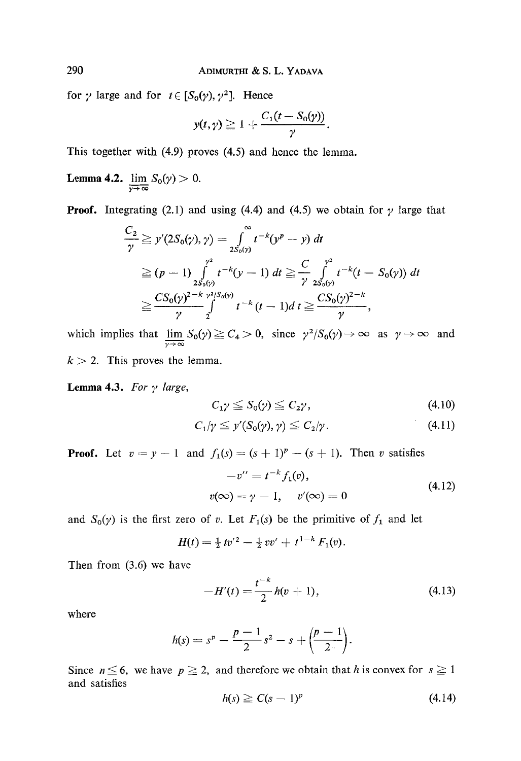for $\gamma$ large and for $t \in [S_0(\gamma), \gamma^2]$. Hence

$$y(t, \gamma) \geqq 1 + \frac{C_1(t - S_0(\gamma))}{\gamma}.$$

This together with (4.9) proves (4.5) and hence the lemma.

**Lemma 4.2.** $\varliminf_{\gamma \to \infty} S_0(\gamma) > 0.$

**Proof.** Integrating (2.1) and using (4.4) and (4.5) we obtain for $\gamma$ large that

$$\begin{aligned}
\frac{C_2}{\gamma} &\geqq y'(2S_0(\gamma), \gamma) = \int_{2S_0(\gamma)}^{\infty} t^{-k}(y^p - y)\, dt \\
&\geqq (p-1) \int_{2S_0(\gamma)}^{\gamma^2} t^{-k}(y - 1)\, dt \geqq \frac{C}{\gamma} \int_{2S_0(\gamma)}^{\gamma^2} t^{-k}(t - S_0(\gamma))\, dt \\
&\geqq \frac{C S_0(\gamma)^{2-k}}{\gamma} \int_2^{\gamma^2/S_0(\gamma)} t^{-k}(t-1) dt \geqq \frac{C S_0(\gamma)^{2-k}}{\gamma},
\end{aligned}$$

which implies that $\varliminf_{\gamma \to \infty} S_0(\gamma) \geqq C_4 > 0$, since $\gamma^2/S_0(\gamma) \to \infty$ as $\gamma \to \infty$ and $k > 2$. This proves the lemma.

**Lemma 4.3.** *For $\gamma$ large,*

$$C_1 \gamma \leqq S_0(\gamma) \leqq C_2 \gamma, \tag{4.10}$$

$$C_1/\gamma \leqq y'(S_0(\gamma), \gamma) \leqq C_2/\gamma. \tag{4.11}$$

**Proof.** Let $v = y - 1$ and $f_1(s) = (s+1)^p - (s+1)$. Then $v$ satisfies

$$\begin{gathered}
-v'' = t^{-k} f_1(v), \\
v(\infty) = \gamma - 1, \quad v'(\infty) = 0
\end{gathered} \tag{4.12}$$

and $S_0(\gamma)$ is the first zero of $v$. Let $F_1(s)$ be the primitive of $f_1$ and let

$$H(t) = \tfrac{1}{2} t v'^2 - \tfrac{1}{2} v v' + t^{1-k} F_1(v).$$

Then from (3.6) we have

$$-H'(t) = \frac{t^{-k}}{2} h(v+1), \tag{4.13}$$

where

$$h(s) = s^p - \frac{p-1}{2} s^2 - s + \left(\frac{p-1}{2}\right).$$

Since $n \leqq 6$, we have $p \geqq 2$, and therefore we obtain that $h$ is convex for $s \geqq 1$ and satisfies

$$h(s) \geqq C(s-1)^p \tag{4.14}$$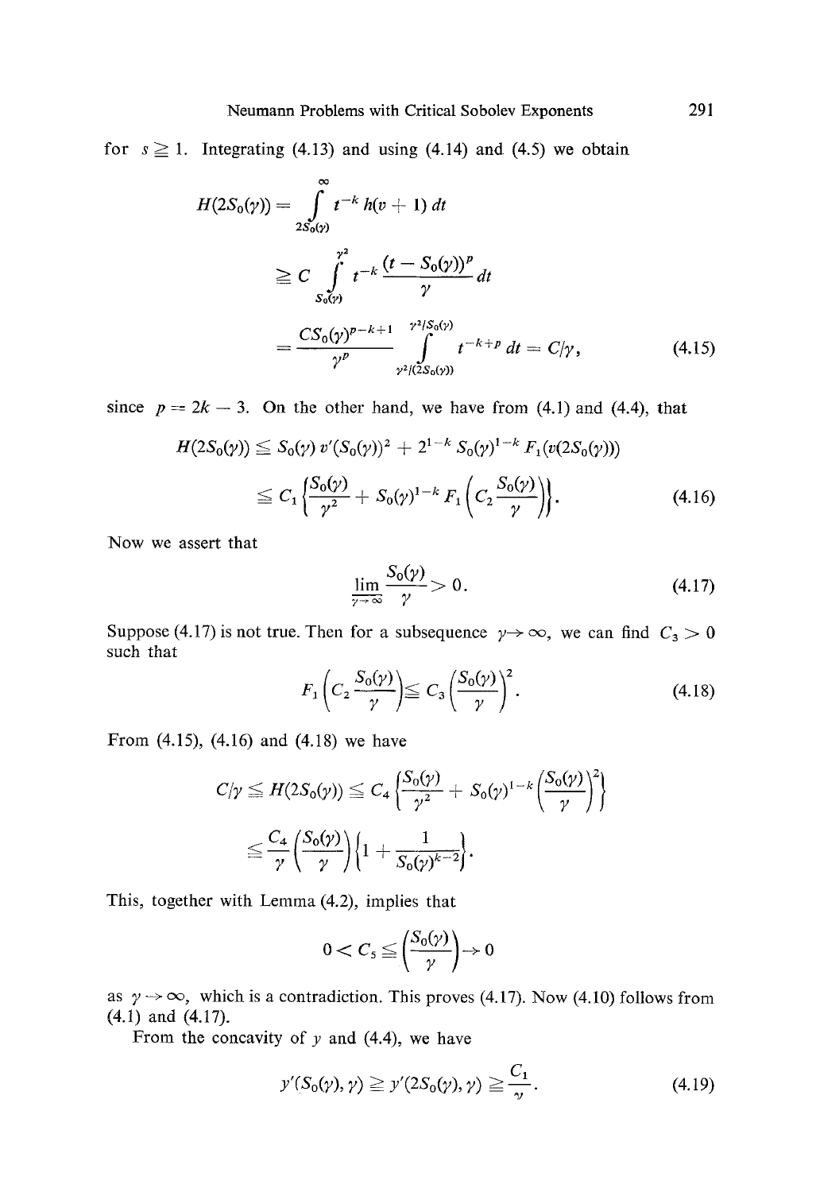for $s \geqq 1$. Integrating (4.13) and using (4.14) and (4.5) we obtain

$$
\begin{aligned}
H(2S_0(\gamma)) &= \int_{2S_0(\gamma)}^{\infty} t^{-k}\, h(v+1)\, dt \\
&\geqq C \int_{S_0(\gamma)}^{\gamma^2} t^{-k} \frac{(t - S_0(\gamma))^p}{\gamma}\, dt \\
&= \frac{C S_0(\gamma)^{p-k+1}}{\gamma^p} \int_{\gamma^2/(2S_0(\gamma))}^{\gamma^2/S_0(\gamma)} t^{-k+p}\, dt = C/\gamma,
\end{aligned} \tag{4.15}
$$

since $p = 2k - 3$. On the other hand, we have from (4.1) and (4.4), that

$$
\begin{aligned}
H(2S_0(\gamma)) &\leqq S_0(\gamma)\, v'(S_0(\gamma))^2 + 2^{1-k} S_0(\gamma)^{1-k} F_1(v(2S_0(\gamma))) \\
&\leqq C_1 \left\{ \frac{S_0(\gamma)}{\gamma^2} + S_0(\gamma)^{1-k} F_1\!\left( C_2 \frac{S_0(\gamma)}{\gamma} \right) \right\}.
\end{aligned} \tag{4.16}
$$

Now we assert that

$$
\varliminf_{\gamma \to \infty} \frac{S_0(\gamma)}{\gamma} > 0. \tag{4.17}
$$

Suppose (4.17) is not true. Then for a subsequence $\gamma \to \infty$, we can find $C_3 > 0$ such that

$$
F_1\!\left( C_2 \frac{S_0(\gamma)}{\gamma} \right) \leqq C_3 \left( \frac{S_0(\gamma)}{\gamma} \right)^2. \tag{4.18}
$$

From (4.15), (4.16) and (4.18) we have

$$
\begin{aligned}
C/\gamma \leqq H(2S_0(\gamma)) &\leqq C_4 \left\{ \frac{S_0(\gamma)}{\gamma^2} + S_0(\gamma)^{1-k} \left( \frac{S_0(\gamma)}{\gamma} \right)^2 \right\} \\
&\leqq \frac{C_4}{\gamma} \left( \frac{S_0(\gamma)}{\gamma} \right) \left\{ 1 + \frac{1}{S_0(\gamma)^{k-2}} \right\}.
\end{aligned}
$$

This, together with Lemma (4.2), implies that

$$
0 < C_5 \leqq \left( \frac{S_0(\gamma)}{\gamma} \right) \to 0
$$

as $\gamma \to \infty$, which is a contradiction. This proves (4.17). Now (4.10) follows from (4.1) and (4.17).

From the concavity of $y$ and (4.4), we have

$$
y'(S_0(\gamma), \gamma) \geqq y'(2S_0(\gamma), \gamma) \geqq \frac{C_1}{\gamma}. \tag{4.19}
$$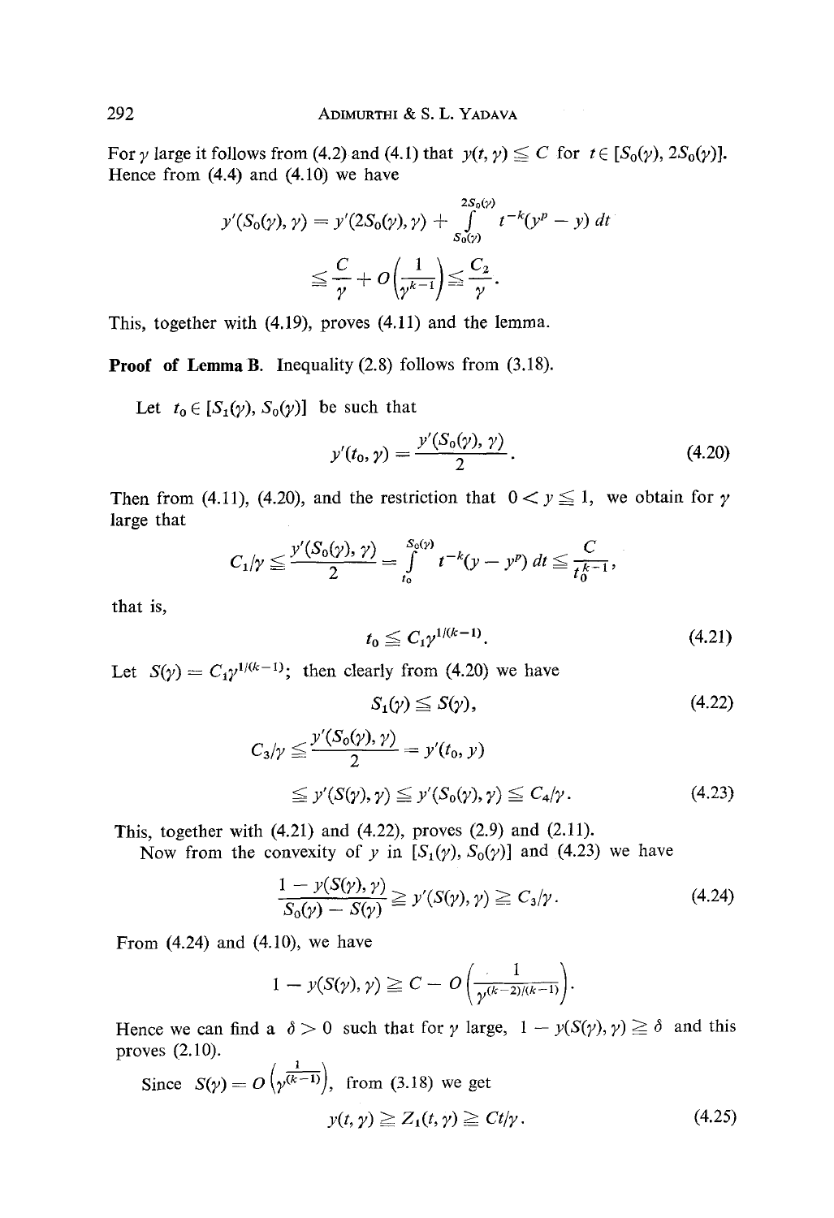For $\gamma$ large it follows from (4.2) and (4.1) that $y(t, \gamma) \leqq C$ for $t \in [S_0(\gamma), 2S_0(\gamma)]$. Hence from (4.4) and (4.10) we have

$$
\begin{aligned}
y'(S_0(\gamma), \gamma) &= y'(2S_0(\gamma), \gamma) + \int_{S_0(\gamma)}^{2S_0(\gamma)} t^{-k}(y^p - y)\, dt \\
&\leqq \frac{C}{\gamma} + O\left(\frac{1}{\gamma^{k-1}}\right) \leqq \frac{C_2}{\gamma}.
\end{aligned}
$$

This, together with (4.19), proves (4.11) and the lemma.

**Proof of Lemma B.** Inequality (2.8) follows from (3.18).

Let $t_0 \in [S_1(\gamma), S_0(\gamma)]$ be such that

$$
y'(t_0, \gamma) = \frac{y'(S_0(\gamma), \gamma)}{2}. \tag{4.20}
$$

Then from (4.11), (4.20), and the restriction that $0 < y \leqq 1$, we obtain for $\gamma$ large that

$$
C_1/\gamma \leqq \frac{y'(S_0(\gamma), \gamma)}{2} = \int_{t_0}^{S_0(\gamma)} t^{-k}(y - y^p)\, dt \leqq \frac{C}{t_0^{k-1}},
$$

that is,

$$
t_0 \leqq C_1 \gamma^{1/(k-1)}. \tag{4.21}
$$

Let $S(\gamma) = C_1 \gamma^{1/(k-1)}$; then clearly from (4.20) we have

$$
S_1(\gamma) \leqq S(\gamma), \tag{4.22}
$$

$$
\begin{aligned}
C_3/\gamma &\leqq \frac{y'(S_0(\gamma), \gamma)}{2} = y'(t_0, y) \\
&\leqq y'(S(\gamma), \gamma) \leqq y'(S_0(\gamma), \gamma) \leqq C_4/\gamma.
\end{aligned} \tag{4.23}
$$

This, together with (4.21) and (4.22), proves (2.9) and (2.11).

Now from the convexity of $y$ in $[S_1(\gamma), S_0(\gamma)]$ and (4.23) we have

$$
\frac{1 - y(S(\gamma), \gamma)}{S_0(\gamma) - S(\gamma)} \geqq y'(S(\gamma), \gamma) \geqq C_3/\gamma. \tag{4.24}
$$

From (4.24) and (4.10), we have

$$
1 - y(S(\gamma), \gamma) \geqq C - O\left(\frac{1}{\gamma^{(k-2)/(k-1)}}\right).
$$

Hence we can find a $\delta > 0$ such that for $\gamma$ large, $1 - y(S(\gamma), \gamma) \geqq \delta$ and this proves (2.10).

Since $S(\gamma) = O\left(\gamma^{\frac{1}{(k-1)}}\right)$, from (3.18) we get

$$
y(t, \gamma) \geqq Z_1(t, \gamma) \geqq Ct/\gamma. \tag{4.25}
$$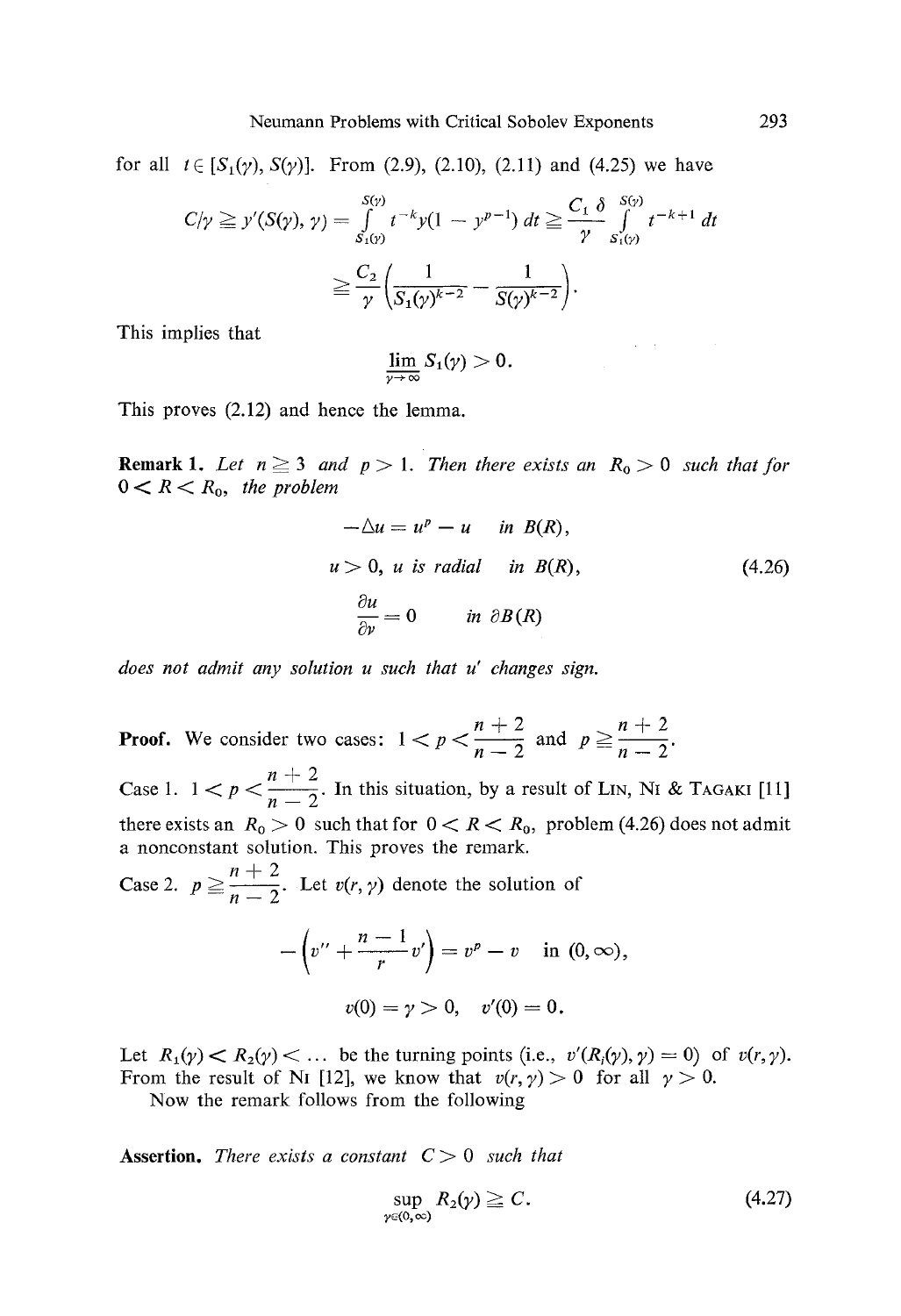for all $t \in [S_1(\gamma), S(\gamma)]$. From (2.9), (2.10), (2.11) and (4.25) we have

$$C/\gamma \geqq y'(S(\gamma), \gamma) = \int_{S_1(\gamma)}^{S(\gamma)} t^{-k} y(1 - y^{p-1})\, dt \geqq \frac{C_1\, \delta}{\gamma} \int_{S_1(\gamma)}^{S(\gamma)} t^{-k+1}\, dt$$

$$\geqq \frac{C_2}{\gamma}\left(\frac{1}{S_1(\gamma)^{k-2}} - \frac{1}{S(\gamma)^{k-2}}\right).$$

This implies that

$$\lim_{\gamma \to \infty} S_1(\gamma) > 0.$$

This proves (2.12) and hence the lemma.

**Remark 1.** *Let $n \geqq 3$ and $p > 1$. Then there exists an $R_0 > 0$ such that for $0 < R < R_0$, the problem*

$$\begin{aligned} -\Delta u &= u^p - u \quad \text{in } B(R), \\ u > 0,\ u &\text{ is radial} \quad \text{in } B(R), \\ \frac{\partial u}{\partial \nu} &= 0 \quad \text{in } \partial B(R) \end{aligned} \tag{4.26}$$

*does not admit any solution $u$ such that $u'$ changes sign.*

**Proof.** We consider two cases: $1 < p < \frac{n+2}{n-2}$ and $p \geqq \frac{n+2}{n-2}$.

Case 1. $1 < p < \frac{n+2}{n-2}$. In this situation, by a result of Lin, Ni & Tagaki [11] there exists an $R_0 > 0$ such that for $0 < R < R_0$, problem (4.26) does not admit a nonconstant solution. This proves the remark.

Case 2. $p \geqq \frac{n+2}{n-2}$. Let $v(r, \gamma)$ denote the solution of

$$-\left(v'' + \frac{n-1}{r} v'\right) = v^p - v \quad \text{in } (0, \infty),$$

$$v(0) = \gamma > 0, \quad v'(0) = 0.$$

Let $R_1(\gamma) < R_2(\gamma) < \ldots$ be the turning points (i.e., $v'(R_i(\gamma), \gamma) = 0$) of $v(r, \gamma)$. From the result of Ni [12], we know that $v(r, \gamma) > 0$ for all $\gamma > 0$.

Now the remark follows from the following

**Assertion.** *There exists a constant $C > 0$ such that*

$$\sup_{\gamma \in (0, \infty)} R_2(\gamma) \geqq C. \tag{4.27}$$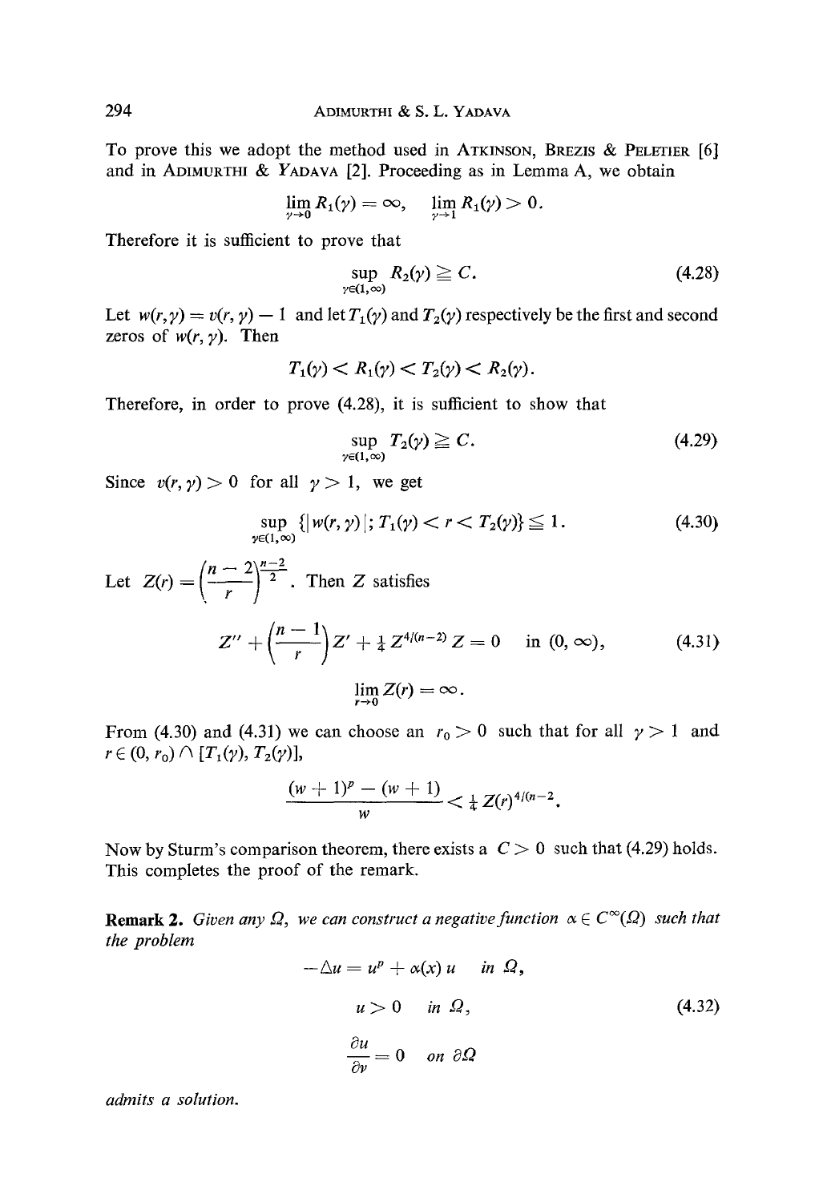To prove this we adopt the method used in ATKINSON, BREZIS & PELETIER [6] and in ADIMURTHI & YADAVA [2]. Proceeding as in Lemma A, we obtain

$$\lim_{\gamma \to 0} R_1(\gamma) = \infty, \quad \lim_{\gamma \to 1} R_1(\gamma) > 0.$$

Therefore it is sufficient to prove that

$$\sup_{\gamma \in (1,\infty)} R_2(\gamma) \geqq C. \tag{4.28}$$

Let $w(r, \gamma) = v(r, \gamma) - 1$ and let $T_1(\gamma)$ and $T_2(\gamma)$ respectively be the first and second zeros of $w(r, \gamma)$. Then

$$T_1(\gamma) < R_1(\gamma) < T_2(\gamma) < R_2(\gamma).$$

Therefore, in order to prove (4.28), it is sufficient to show that

$$\sup_{\gamma \in (1,\infty)} T_2(\gamma) \geqq C. \tag{4.29}$$

Since $v(r, \gamma) > 0$ for all $\gamma > 1$, we get

$$\sup_{\gamma \in (1,\infty)} \{|w(r, \gamma)|;\, T_1(\gamma) < r < T_2(\gamma)\} \leqq 1. \tag{4.30}$$

Let $Z(r) = \left(\frac{n-2}{r}\right)^{\frac{n-2}{2}}$. Then $Z$ satisfies

$$Z'' + \left(\frac{n-1}{r}\right) Z' + \tfrac{1}{4} Z^{4/(n-2)} Z = 0 \quad \text{in } (0, \infty), \tag{4.31}$$

$$\lim_{r \to 0} Z(r) = \infty.$$

From (4.30) and (4.31) we can choose an $r_0 > 0$ such that for all $\gamma > 1$ and $r \in (0, r_0) \cap [T_1(\gamma), T_2(\gamma)]$,

$$\frac{(w+1)^p - (w+1)}{w} < \tfrac{1}{4} Z(r)^{4/(n-2}.$$

Now by Sturm's comparison theorem, there exists a $C > 0$ such that (4.29) holds. This completes the proof of the remark.

**Remark 2.** *Given any $\Omega$, we can construct a negative function $\alpha \in C^\infty(\Omega)$ such that the problem*

$$-\Delta u = u^p + \alpha(x)\, u \quad \text{in } \Omega,$$

$$u > 0 \quad \text{in } \Omega, \tag{4.32}$$

$$\frac{\partial u}{\partial \nu} = 0 \quad \text{on } \partial\Omega$$

*admits a solution.*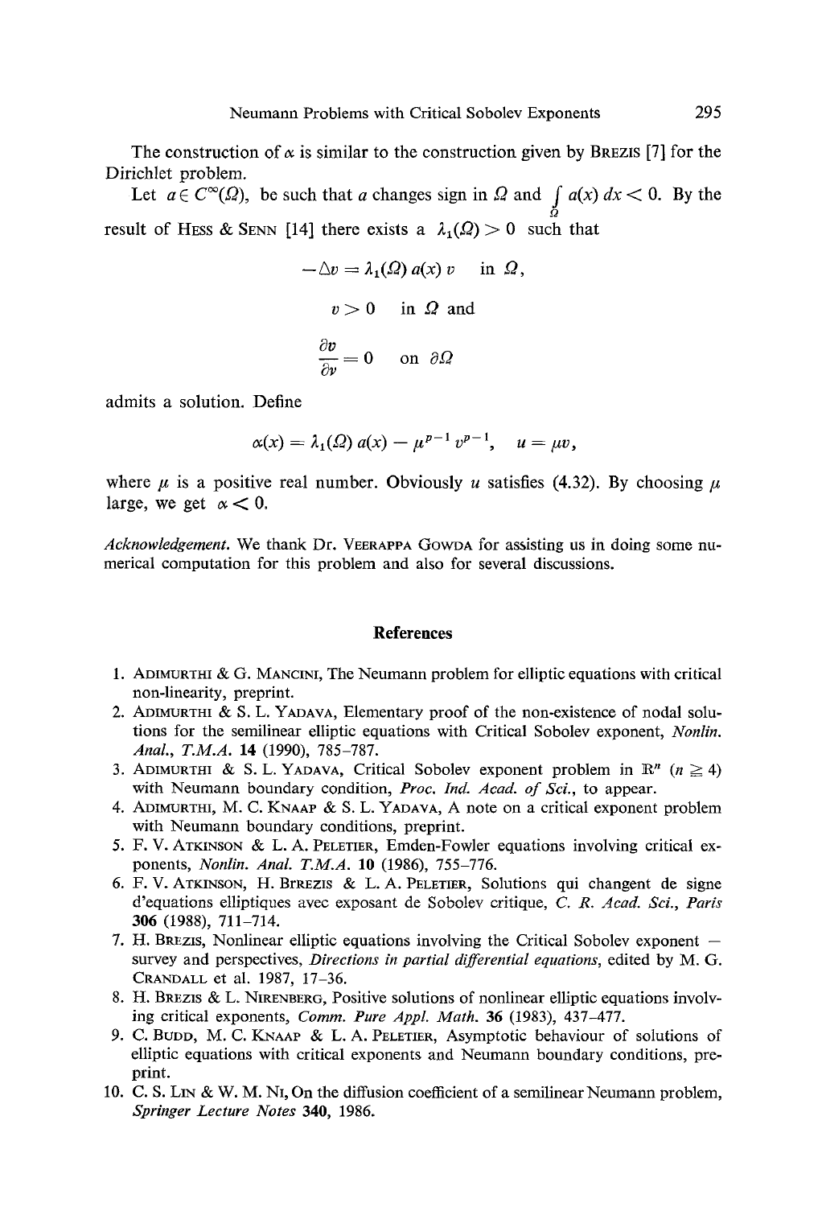The construction of $\alpha$ is similar to the construction given by BREZIS [7] for the Dirichlet problem.

Let $a \in C^\infty(\Omega)$, be such that $a$ changes sign in $\Omega$ and $\int_\Omega a(x)\,dx < 0$. By the result of HESS & SENN [14] there exists a $\lambda_1(\Omega) > 0$ such that

$$-\Delta v = \lambda_1(\Omega)\, a(x)\, v \quad \text{in } \Omega,$$

$$v > 0 \quad \text{in } \Omega \text{ and}$$

$$\frac{\partial v}{\partial \nu} = 0 \quad \text{on } \partial\Omega$$

admits a solution. Define

$$\alpha(x) = \lambda_1(\Omega)\, a(x) - \mu^{p-1} v^{p-1}, \quad u = \mu v,$$

where $\mu$ is a positive real number. Obviously $u$ satisfies (4.32). By choosing $\mu$ large, we get $\alpha < 0$.

*Acknowledgement.* We thank Dr. VEERAPPA GOWDA for assisting us in doing some numerical computation for this problem and also for several discussions.

## References

1. ADIMURTHI & G. MANCINI, The Neumann problem for elliptic equations with critical non-linearity, preprint.
2. ADIMURTHI & S. L. YADAVA, Elementary proof of the non-existence of nodal solutions for the semilinear elliptic equations with Critical Sobolev exponent, *Nonlin. Anal., T.M.A.* **14** (1990), 785–787.
3. ADIMURTHI & S. L. YADAVA, Critical Sobolev exponent problem in $\mathbb{R}^n$ ($n \geqq 4$) with Neumann boundary condition, *Proc. Ind. Acad. of Sci.*, to appear.
4. ADIMURTHI, M. C. KNAAP & S. L. YADAVA, A note on a critical exponent problem with Neumann boundary conditions, preprint.
5. F. V. ATKINSON & L. A. PELETIER, Emden-Fowler equations involving critical exponents, *Nonlin. Anal. T.M.A.* **10** (1986), 755–776.
6. F. V. ATKINSON, H. BRREZIS & L. A. PELETIER, Solutions qui changent de signe d'equations elliptiques avec exposant de Sobolev critique, *C. R. Acad. Sci., Paris* **306** (1988), 711–714.
7. H. BREZIS, Nonlinear elliptic equations involving the Critical Sobolev exponent — survey and perspectives, *Directions in partial differential equations*, edited by M. G. CRANDALL et al. 1987, 17–36.
8. H. BREZIS & L. NIRENBERG, Positive solutions of nonlinear elliptic equations involving critical exponents, *Comm. Pure Appl. Math.* **36** (1983), 437–477.
9. C. BUDD, M. C. KNAAP & L. A. PELETIER, Asymptotic behaviour of solutions of elliptic equations with critical exponents and Neumann boundary conditions, preprint.
10. C. S. LIN & W. M. NI, On the diffusion coefficient of a semilinear Neumann problem, *Springer Lecture Notes* **340**, 1986.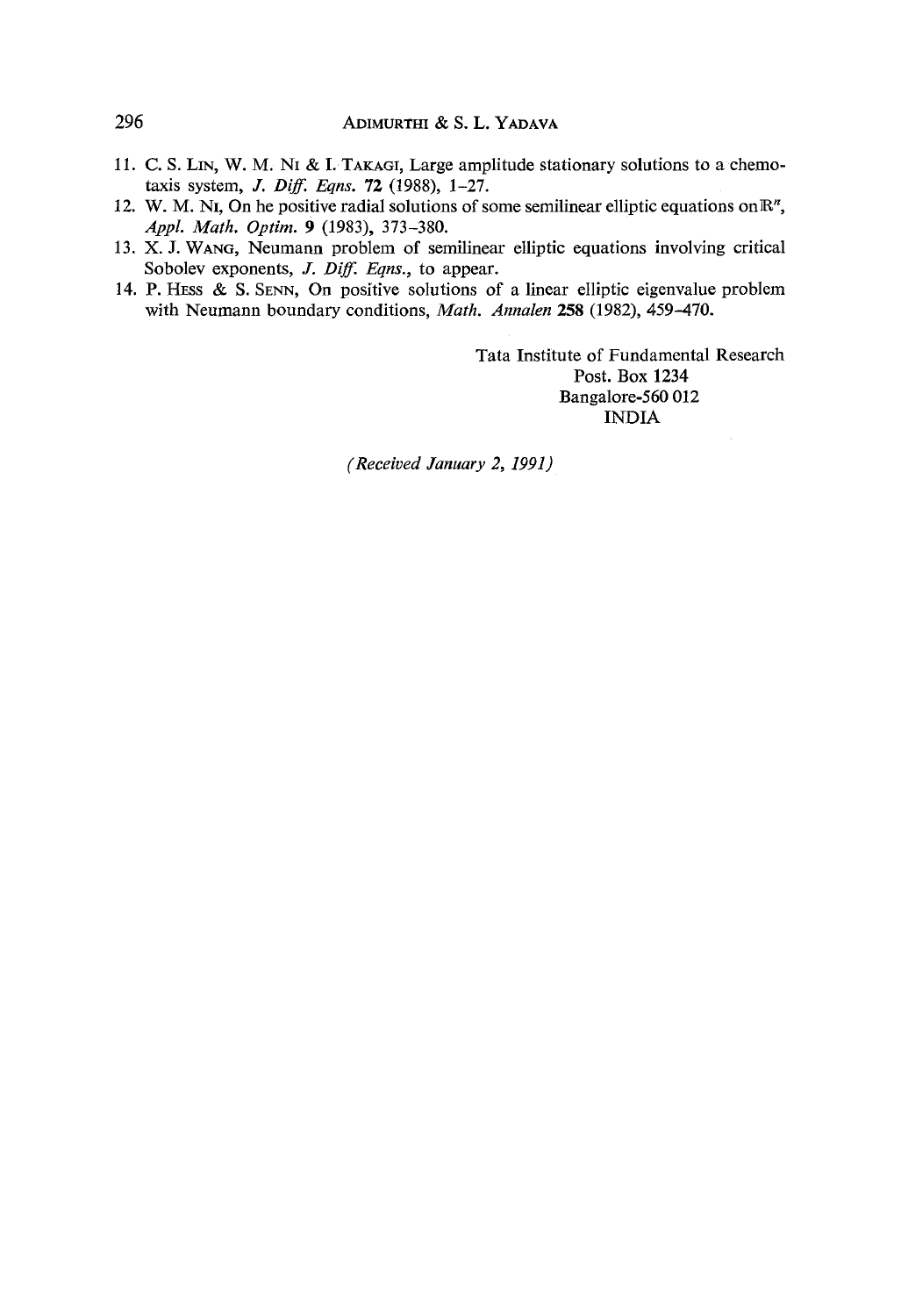11. C. S. LIN, W. M. NI & I. TAKAGI, Large amplitude stationary solutions to a chemotaxis system, *J. Diff. Eqns.* **72** (1988), 1–27.
12. W. M. NI, On he positive radial solutions of some semilinear elliptic equations on $\mathbb{R}^n$, *Appl. Math. Optim.* **9** (1983), 373–380.
13. X. J. WANG, Neumann problem of semilinear elliptic equations involving critical Sobolev exponents, *J. Diff. Eqns.*, to appear.
14. P. HESS & S. SENN, On positive solutions of a linear elliptic eigenvalue problem with Neumann boundary conditions, *Math. Annalen* **258** (1982), 459–470.

Tata Institute of Fundamental Research
Post. Box 1234
Bangalore-560 012
INDIA

*(Received January 2, 1991)*